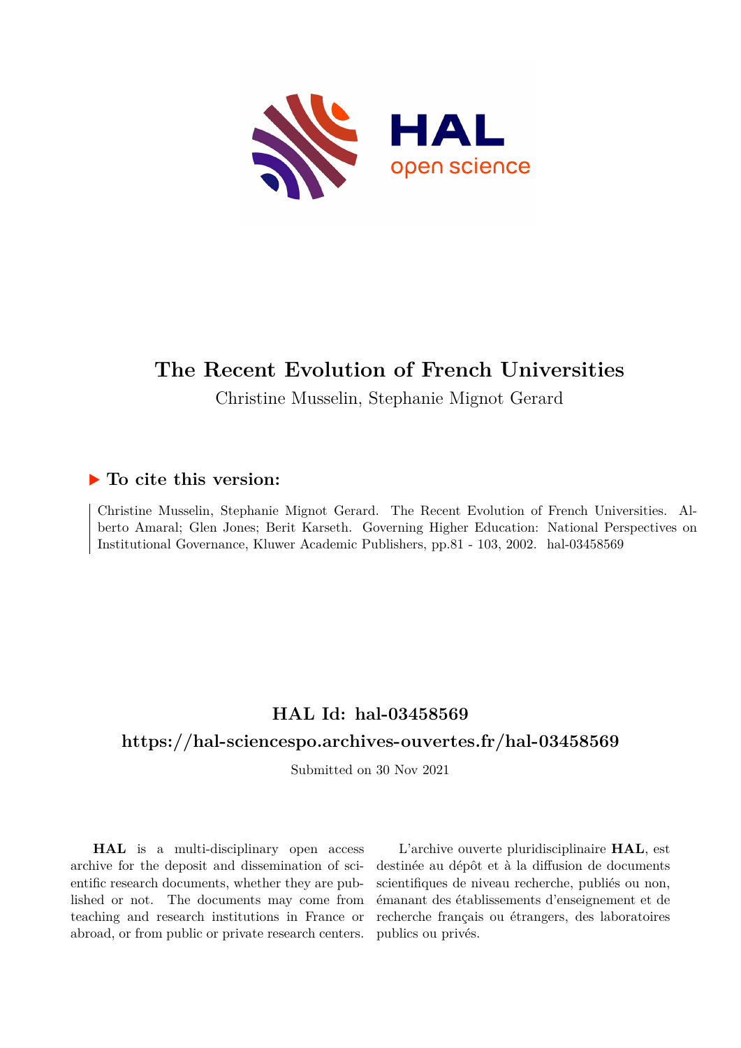# The Recent Evolution of French Universities

Christine Musselin, Stephanie Mignot Gerard

## ▶ To cite this version:

Christine Musselin, Stephanie Mignot Gerard. The Recent Evolution of French Universities. Alberto Amaral; Glen Jones; Berit Karseth. Governing Higher Education: National Perspectives on Institutional Governance, Kluwer Academic Publishers, pp.81 - 103, 2002. hal-03458569

## HAL Id: hal-03458569

## https://hal-sciencespo.archives-ouvertes.fr/hal-03458569

Submitted on 30 Nov 2021

**HAL** is a multi-disciplinary open access archive for the deposit and dissemination of scientific research documents, whether they are published or not. The documents may come from teaching and research institutions in France or abroad, or from public or private research centers.

L'archive ouverte pluridisciplinaire **HAL**, est destinée au dépôt et à la diffusion de documents scientifiques de niveau recherche, publiés ou non, émanant des établissements d'enseignement et de recherche français ou étrangers, des laboratoires publics ou privés.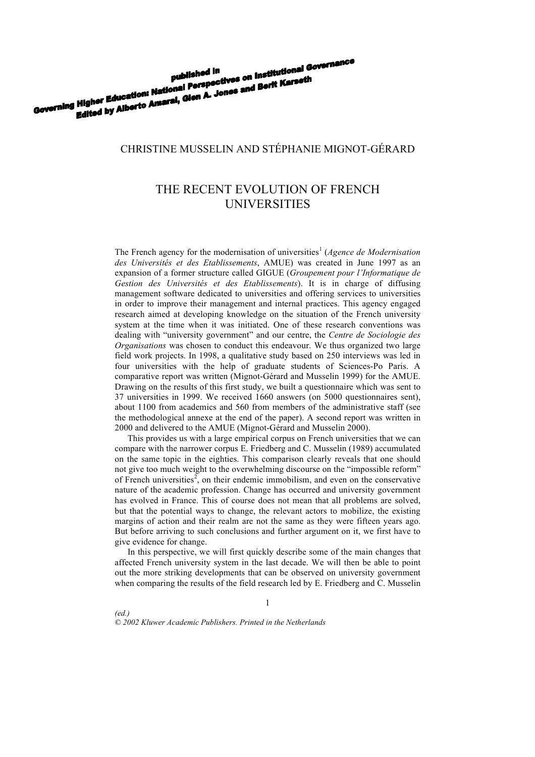published in
Governing Higher Education: National Perspectives on Institutional Governance
Edited by Alberto Amaral, Glen A. Jones and Berit Karseth

CHRISTINE MUSSELIN AND STÉPHANIE MIGNOT-GÉRARD

# THE RECENT EVOLUTION OF FRENCH UNIVERSITIES

The French agency for the modernisation of universities[1] (*Agence de Modernisation des Universités et des Etablissements*, AMUE) was created in June 1997 as an expansion of a former structure called GIGUE (*Groupement pour l'Informatique de Gestion des Universités et des Etablissements*). It is in charge of diffusing management software dedicated to universities and offering services to universities in order to improve their management and internal practices. This agency engaged research aimed at developing knowledge on the situation of the French university system at the time when it was initiated. One of these research conventions was dealing with "university government" and our centre, the *Centre de Sociologie des Organisations* was chosen to conduct this endeavour. We thus organized two large field work projects. In 1998, a qualitative study based on 250 interviews was led in four universities with the help of graduate students of Sciences-Po Paris. A comparative report was written (Mignot-Gérard and Musselin 1999) for the AMUE. Drawing on the results of this first study, we built a questionnaire which was sent to 37 universities in 1999. We received 1660 answers (on 5000 questionnaires sent), about 1100 from academics and 560 from members of the administrative staff (see the methodological annexe at the end of the paper). A second report was written in 2000 and delivered to the AMUE (Mignot-Gérard and Musselin 2000).

This provides us with a large empirical corpus on French universities that we can compare with the narrower corpus E. Friedberg and C. Musselin (1989) accumulated on the same topic in the eighties. This comparison clearly reveals that one should not give too much weight to the overwhelming discourse on the "impossible reform" of French universities[2], on their endemic immobilism, and even on the conservative nature of the academic profession. Change has occurred and university government has evolved in France. This of course does not mean that all problems are solved, but that the potential ways to change, the relevant actors to mobilize, the existing margins of action and their realm are not the same as they were fifteen years ago. But before arriving to such conclusions and further argument on it, we first have to give evidence for change.

In this perspective, we will first quickly describe some of the main changes that affected French university system in the last decade. We will then be able to point out the more striking developments that can be observed on university government when comparing the results of the field research led by E. Friedberg and C. Musselin

*(ed.)*
*© 2002 Kluwer Academic Publishers. Printed in the Netherlands*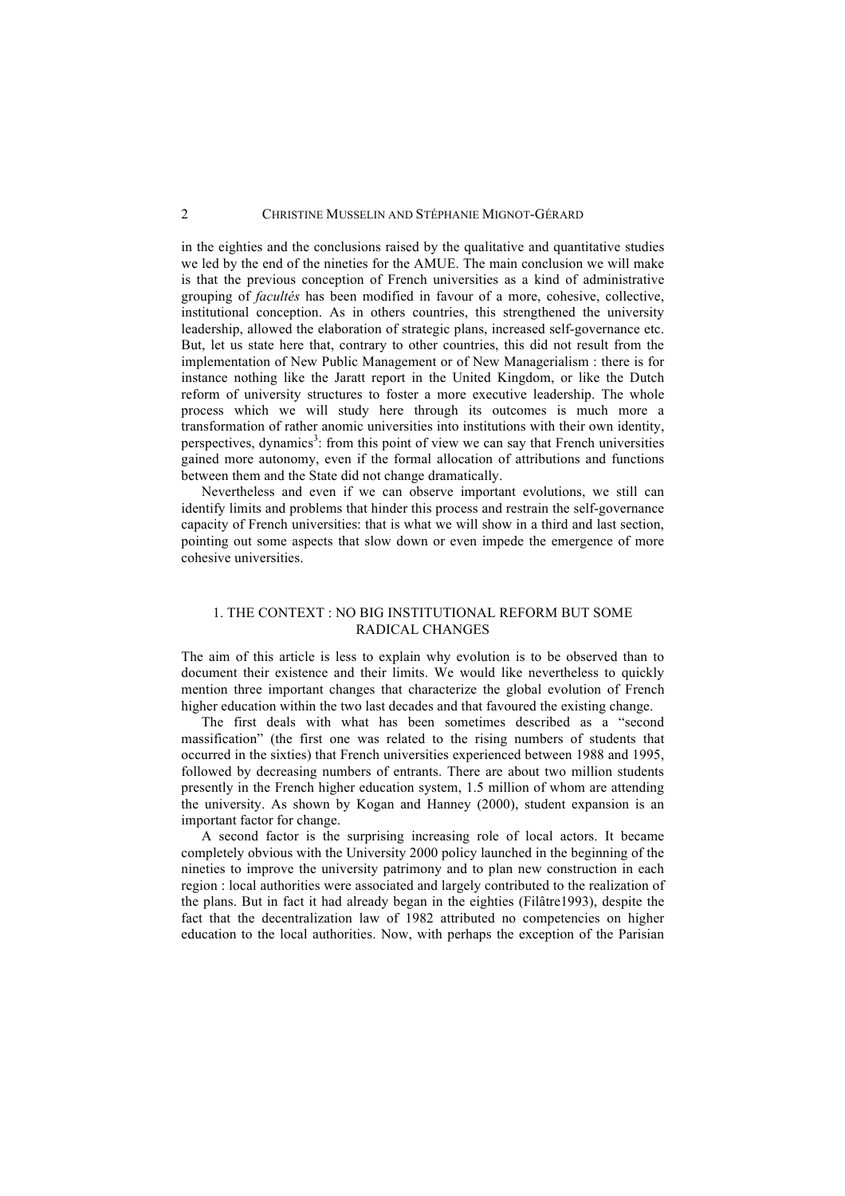in the eighties and the conclusions raised by the qualitative and quantitative studies we led by the end of the nineties for the AMUE. The main conclusion we will make is that the previous conception of French universities as a kind of administrative grouping of *facultés* has been modified in favour of a more, cohesive, collective, institutional conception. As in others countries, this strengthened the university leadership, allowed the elaboration of strategic plans, increased self-governance etc. But, let us state here that, contrary to other countries, this did not result from the implementation of New Public Management or of New Managerialism : there is for instance nothing like the Jaratt report in the United Kingdom, or like the Dutch reform of university structures to foster a more executive leadership. The whole process which we will study here through its outcomes is much more a transformation of rather anomic universities into institutions with their own identity, perspectives, dynamics[3]: from this point of view we can say that French universities gained more autonomy, even if the formal allocation of attributions and functions between them and the State did not change dramatically.

Nevertheless and even if we can observe important evolutions, we still can identify limits and problems that hinder this process and restrain the self-governance capacity of French universities: that is what we will show in a third and last section, pointing out some aspects that slow down or even impede the emergence of more cohesive universities.

## 1. THE CONTEXT : NO BIG INSTITUTIONAL REFORM BUT SOME RADICAL CHANGES

The aim of this article is less to explain why evolution is to be observed than to document their existence and their limits. We would like nevertheless to quickly mention three important changes that characterize the global evolution of French higher education within the two last decades and that favoured the existing change.

The first deals with what has been sometimes described as a "second massification" (the first one was related to the rising numbers of students that occurred in the sixties) that French universities experienced between 1988 and 1995, followed by decreasing numbers of entrants. There are about two million students presently in the French higher education system, 1.5 million of whom are attending the university. As shown by Kogan and Hanney (2000), student expansion is an important factor for change.

A second factor is the surprising increasing role of local actors. It became completely obvious with the University 2000 policy launched in the beginning of the nineties to improve the university patrimony and to plan new construction in each region : local authorities were associated and largely contributed to the realization of the plans. But in fact it had already began in the eighties (Filâtre1993), despite the fact that the decentralization law of 1982 attributed no competencies on higher education to the local authorities. Now, with perhaps the exception of the Parisian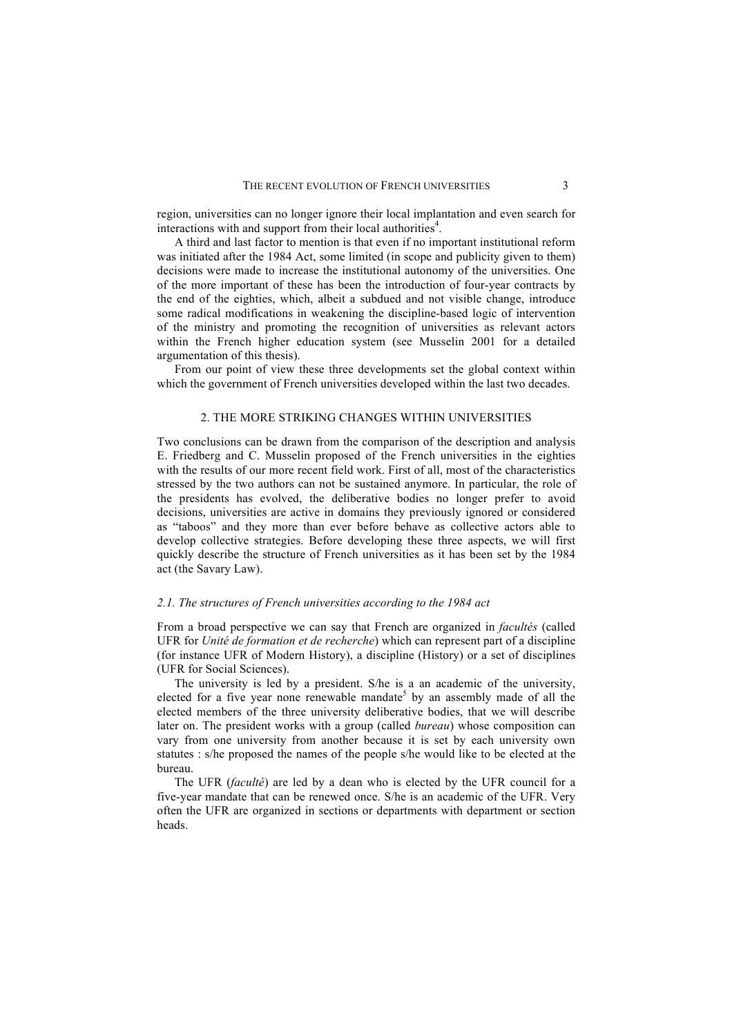region, universities can no longer ignore their local implantation and even search for interactions with and support from their local authorities[4].

A third and last factor to mention is that even if no important institutional reform was initiated after the 1984 Act, some limited (in scope and publicity given to them) decisions were made to increase the institutional autonomy of the universities. One of the more important of these has been the introduction of four-year contracts by the end of the eighties, which, albeit a subdued and not visible change, introduce some radical modifications in weakening the discipline-based logic of intervention of the ministry and promoting the recognition of universities as relevant actors within the French higher education system (see Musselin 2001 for a detailed argumentation of this thesis).

From our point of view these three developments set the global context within which the government of French universities developed within the last two decades.

## 2. THE MORE STRIKING CHANGES WITHIN UNIVERSITIES

Two conclusions can be drawn from the comparison of the description and analysis E. Friedberg and C. Musselin proposed of the French universities in the eighties with the results of our more recent field work. First of all, most of the characteristics stressed by the two authors can not be sustained anymore. In particular, the role of the presidents has evolved, the deliberative bodies no longer prefer to avoid decisions, universities are active in domains they previously ignored or considered as "taboos" and they more than ever before behave as collective actors able to develop collective strategies. Before developing these three aspects, we will first quickly describe the structure of French universities as it has been set by the 1984 act (the Savary Law).

### *2.1. The structures of French universities according to the 1984 act*

From a broad perspective we can say that French are organized in *facultés* (called UFR for *Unité de formation et de recherche*) which can represent part of a discipline (for instance UFR of Modern History), a discipline (History) or a set of disciplines (UFR for Social Sciences).

The university is led by a president. S/he is a an academic of the university, elected for a five year none renewable mandate[5] by an assembly made of all the elected members of the three university deliberative bodies, that we will describe later on. The president works with a group (called *bureau*) whose composition can vary from one university from another because it is set by each university own statutes : s/he proposed the names of the people s/he would like to be elected at the bureau.

The UFR (*faculté*) are led by a dean who is elected by the UFR council for a five-year mandate that can be renewed once. S/he is an academic of the UFR. Very often the UFR are organized in sections or departments with department or section heads.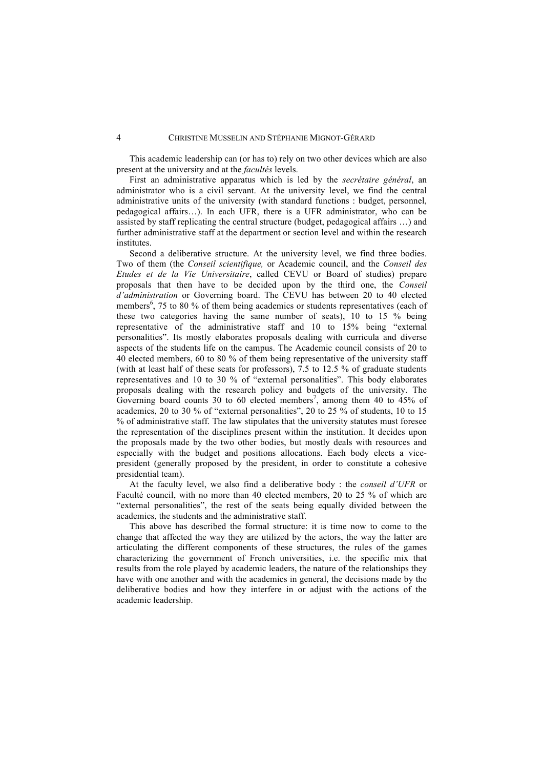This academic leadership can (or has to) rely on two other devices which are also present at the university and at the *facultés* levels.

First an administrative apparatus which is led by the *secrétaire général*, an administrator who is a civil servant. At the university level, we find the central administrative units of the university (with standard functions : budget, personnel, pedagogical affairs…). In each UFR, there is a UFR administrator, who can be assisted by staff replicating the central structure (budget, pedagogical affairs …) and further administrative staff at the department or section level and within the research institutes.

Second a deliberative structure. At the university level, we find three bodies. Two of them (the *Conseil scientifique,* or Academic council, and the *Conseil des Etudes et de la Vie Universitaire*, called CEVU or Board of studies) prepare proposals that then have to be decided upon by the third one, the *Conseil d'administration* or Governing board. The CEVU has between 20 to 40 elected members[6], 75 to 80 % of them being academics or students representatives (each of these two categories having the same number of seats), 10 to 15 % being representative of the administrative staff and 10 to 15% being "external personalities". Its mostly elaborates proposals dealing with curricula and diverse aspects of the students life on the campus. The Academic council consists of 20 to 40 elected members, 60 to 80 % of them being representative of the university staff (with at least half of these seats for professors), 7.5 to 12.5 % of graduate students representatives and 10 to 30 % of "external personalities". This body elaborates proposals dealing with the research policy and budgets of the university. The Governing board counts 30 to 60 elected members[7], among them 40 to 45% of academics, 20 to 30 % of "external personalities", 20 to 25 % of students, 10 to 15 % of administrative staff. The law stipulates that the university statutes must foresee the representation of the disciplines present within the institution. It decides upon the proposals made by the two other bodies, but mostly deals with resources and especially with the budget and positions allocations. Each body elects a vice-president (generally proposed by the president, in order to constitute a cohesive presidential team).

At the faculty level, we also find a deliberative body : the *conseil d'UFR* or Faculté council, with no more than 40 elected members, 20 to 25 % of which are "external personalities", the rest of the seats being equally divided between the academics, the students and the administrative staff.

This above has described the formal structure: it is time now to come to the change that affected the way they are utilized by the actors, the way the latter are articulating the different components of these structures, the rules of the games characterizing the government of French universities, i.e. the specific mix that results from the role played by academic leaders, the nature of the relationships they have with one another and with the academics in general, the decisions made by the deliberative bodies and how they interfere in or adjust with the actions of the academic leadership.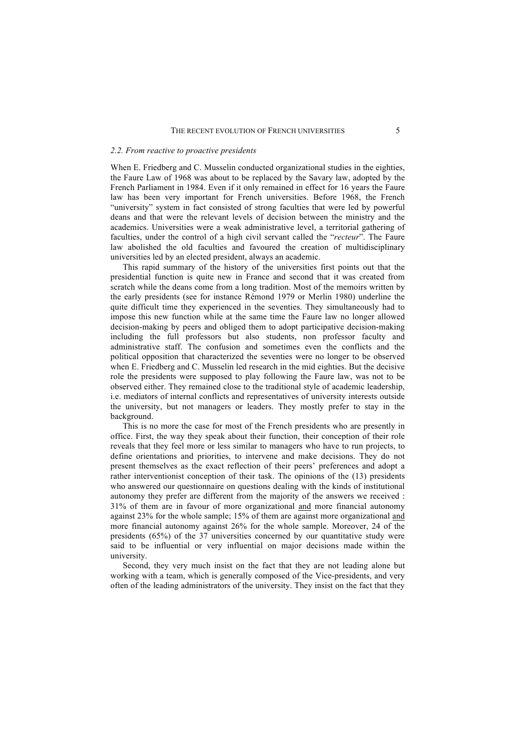*2.2. From reactive to proactive presidents*

When E. Friedberg and C. Musselin conducted organizational studies in the eighties, the Faure Law of 1968 was about to be replaced by the Savary law, adopted by the French Parliament in 1984. Even if it only remained in effect for 16 years the Faure law has been very important for French universities. Before 1968, the French "university" system in fact consisted of strong faculties that were led by powerful deans and that were the relevant levels of decision between the ministry and the academics. Universities were a weak administrative level, a territorial gathering of faculties, under the control of a high civil servant called the "*recteur*". The Faure law abolished the old faculties and favoured the creation of multidisciplinary universities led by an elected president, always an academic.

This rapid summary of the history of the universities first points out that the presidential function is quite new in France and second that it was created from scratch while the deans come from a long tradition. Most of the memoirs written by the early presidents (see for instance Rémond 1979 or Merlin 1980) underline the quite difficult time they experienced in the seventies. They simultaneously had to impose this new function while at the same time the Faure law no longer allowed decision-making by peers and obliged them to adopt participative decision-making including the full professors but also students, non professor faculty and administrative staff. The confusion and sometimes even the conflicts and the political opposition that characterized the seventies were no longer to be observed when E. Friedberg and C. Musselin led research in the mid eighties. But the decisive role the presidents were supposed to play following the Faure law, was not to be observed either. They remained close to the traditional style of academic leadership, i.e. mediators of internal conflicts and representatives of university interests outside the university, but not managers or leaders. They mostly prefer to stay in the background.

This is no more the case for most of the French presidents who are presently in office. First, the way they speak about their function, their conception of their role reveals that they feel more or less similar to managers who have to run projects, to define orientations and priorities, to intervene and make decisions. They do not present themselves as the exact reflection of their peers' preferences and adopt a rather interventionist conception of their task. The opinions of the (13) presidents who answered our questionnaire on questions dealing with the kinds of institutional autonomy they prefer are different from the majority of the answers we received : 31% of them are in favour of more organizational <u>and</u> more financial autonomy against 23% for the whole sample; 15% of them are against more organizational <u>and</u> more financial autonomy against 26% for the whole sample. Moreover, 24 of the presidents (65%) of the 37 universities concerned by our quantitative study were said to be influential or very influential on major decisions made within the university.

Second, they very much insist on the fact that they are not leading alone but working with a team, which is generally composed of the Vice-presidents, and very often of the leading administrators of the university. They insist on the fact that they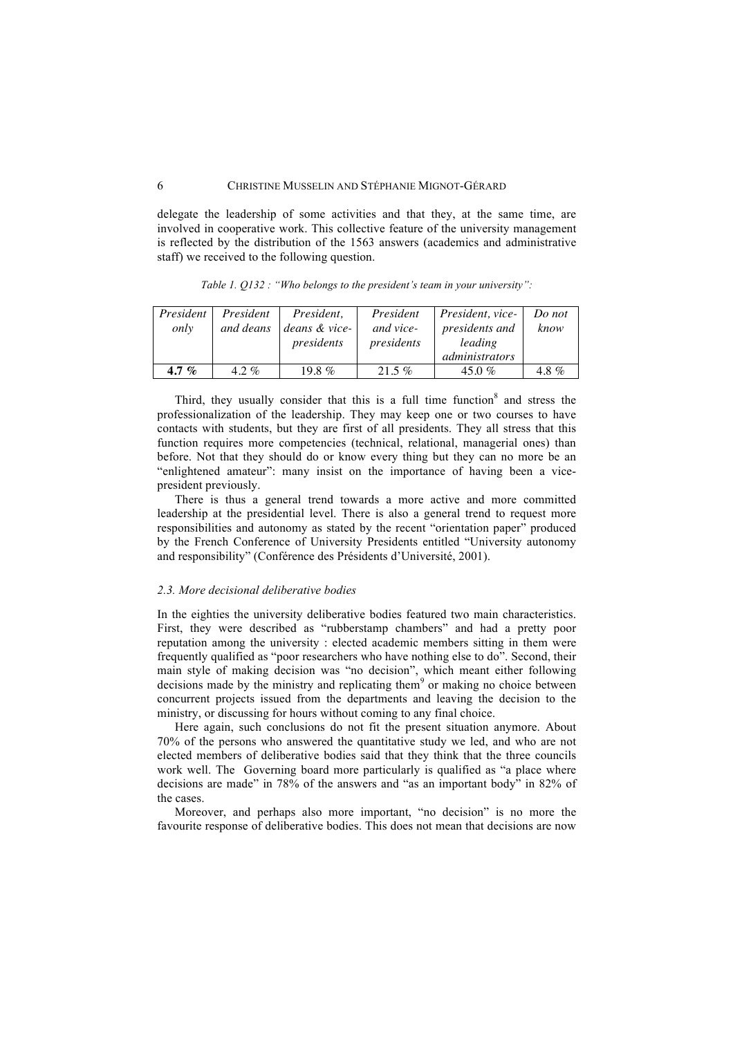delegate the leadership of some activities and that they, at the same time, are involved in cooperative work. This collective feature of the university management is reflected by the distribution of the 1563 answers (academics and administrative staff) we received to the following question.

*Table 1. Q132 : "Who belongs to the president's team in your university":*

| *President only* | *President and deans* | *President, deans & vice-presidents* | *President and vice-presidents* | *President, vice-presidents and leading administrators* | *Do not know* |
|---|---|---|---|---|---|
| **4.7 %** | 4.2 % | 19.8 % | 21.5 % | 45.0 % | 4.8 % |

Third, they usually consider that this is a full time function[8] and stress the professionalization of the leadership. They may keep one or two courses to have contacts with students, but they are first of all presidents. They all stress that this function requires more competencies (technical, relational, managerial ones) than before. Not that they should do or know every thing but they can no more be an "enlightened amateur": many insist on the importance of having been a vice-president previously.

There is thus a general trend towards a more active and more committed leadership at the presidential level. There is also a general trend to request more responsibilities and autonomy as stated by the recent "orientation paper" produced by the French Conference of University Presidents entitled "University autonomy and responsibility" (Conférence des Présidents d'Université, 2001).

### *2.3. More decisional deliberative bodies*

In the eighties the university deliberative bodies featured two main characteristics. First, they were described as "rubberstamp chambers" and had a pretty poor reputation among the university : elected academic members sitting in them were frequently qualified as "poor researchers who have nothing else to do". Second, their main style of making decision was "no decision", which meant either following decisions made by the ministry and replicating them[9] or making no choice between concurrent projects issued from the departments and leaving the decision to the ministry, or discussing for hours without coming to any final choice.

Here again, such conclusions do not fit the present situation anymore. About 70% of the persons who answered the quantitative study we led, and who are not elected members of deliberative bodies said that they think that the three councils work well. The Governing board more particularly is qualified as "a place where decisions are made" in 78% of the answers and "as an important body" in 82% of the cases.

Moreover, and perhaps also more important, "no decision" is no more the favourite response of deliberative bodies. This does not mean that decisions are now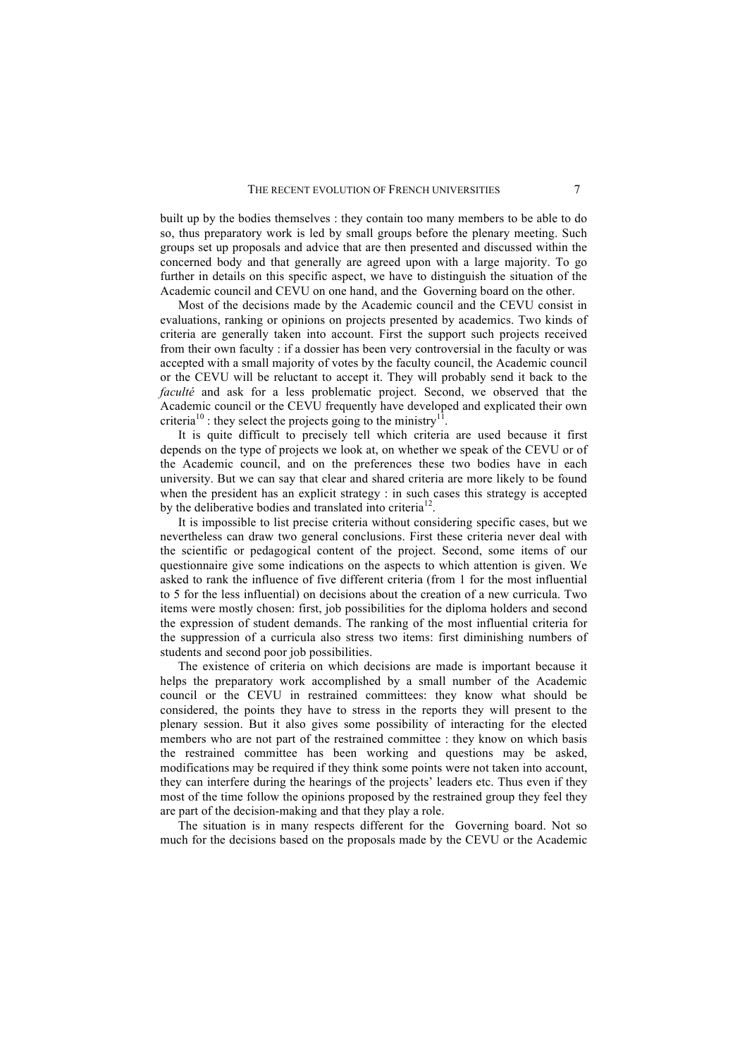built up by the bodies themselves : they contain too many members to be able to do so, thus preparatory work is led by small groups before the plenary meeting. Such groups set up proposals and advice that are then presented and discussed within the concerned body and that generally are agreed upon with a large majority. To go further in details on this specific aspect, we have to distinguish the situation of the Academic council and CEVU on one hand, and the Governing board on the other.

Most of the decisions made by the Academic council and the CEVU consist in evaluations, ranking or opinions on projects presented by academics. Two kinds of criteria are generally taken into account. First the support such projects received from their own faculty : if a dossier has been very controversial in the faculty or was accepted with a small majority of votes by the faculty council, the Academic council or the CEVU will be reluctant to accept it. They will probably send it back to the *faculté* and ask for a less problematic project. Second, we observed that the Academic council or the CEVU frequently have developed and explicated their own criteria[10] : they select the projects going to the ministry[11].

It is quite difficult to precisely tell which criteria are used because it first depends on the type of projects we look at, on whether we speak of the CEVU or of the Academic council, and on the preferences these two bodies have in each university. But we can say that clear and shared criteria are more likely to be found when the president has an explicit strategy : in such cases this strategy is accepted by the deliberative bodies and translated into criteria[12].

It is impossible to list precise criteria without considering specific cases, but we nevertheless can draw two general conclusions. First these criteria never deal with the scientific or pedagogical content of the project. Second, some items of our questionnaire give some indications on the aspects to which attention is given. We asked to rank the influence of five different criteria (from 1 for the most influential to 5 for the less influential) on decisions about the creation of a new curricula. Two items were mostly chosen: first, job possibilities for the diploma holders and second the expression of student demands. The ranking of the most influential criteria for the suppression of a curricula also stress two items: first diminishing numbers of students and second poor job possibilities.

The existence of criteria on which decisions are made is important because it helps the preparatory work accomplished by a small number of the Academic council or the CEVU in restrained committees: they know what should be considered, the points they have to stress in the reports they will present to the plenary session. But it also gives some possibility of interacting for the elected members who are not part of the restrained committee : they know on which basis the restrained committee has been working and questions may be asked, modifications may be required if they think some points were not taken into account, they can interfere during the hearings of the projects' leaders etc. Thus even if they most of the time follow the opinions proposed by the restrained group they feel they are part of the decision-making and that they play a role.

The situation is in many respects different for the Governing board. Not so much for the decisions based on the proposals made by the CEVU or the Academic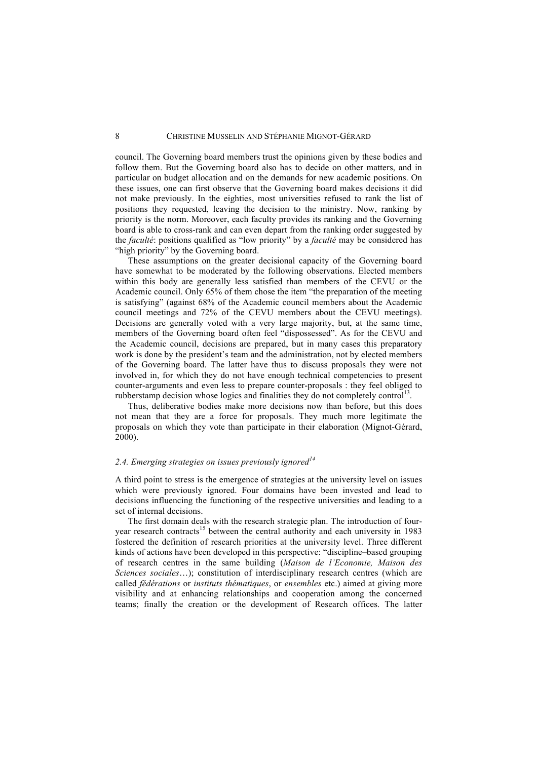council. The Governing board members trust the opinions given by these bodies and follow them. But the Governing board also has to decide on other matters, and in particular on budget allocation and on the demands for new academic positions. On these issues, one can first observe that the Governing board makes decisions it did not make previously. In the eighties, most universities refused to rank the list of positions they requested, leaving the decision to the ministry. Now, ranking by priority is the norm. Moreover, each faculty provides its ranking and the Governing board is able to cross-rank and can even depart from the ranking order suggested by the *faculté*: positions qualified as "low priority" by a *faculté* may be considered has "high priority" by the Governing board.

These assumptions on the greater decisional capacity of the Governing board have somewhat to be moderated by the following observations. Elected members within this body are generally less satisfied than members of the CEVU or the Academic council. Only 65% of them chose the item "the preparation of the meeting is satisfying" (against 68% of the Academic council members about the Academic council meetings and 72% of the CEVU members about the CEVU meetings). Decisions are generally voted with a very large majority, but, at the same time, members of the Governing board often feel "dispossessed". As for the CEVU and the Academic council, decisions are prepared, but in many cases this preparatory work is done by the president's team and the administration, not by elected members of the Governing board. The latter have thus to discuss proposals they were not involved in, for which they do not have enough technical competencies to present counter-arguments and even less to prepare counter-proposals : they feel obliged to rubberstamp decision whose logics and finalities they do not completely control[13].

Thus, deliberative bodies make more decisions now than before, but this does not mean that they are a force for proposals. They much more legitimate the proposals on which they vote than participate in their elaboration (Mignot-Gérard, 2000).

### *2.4. Emerging strategies on issues previously ignored*[14]

A third point to stress is the emergence of strategies at the university level on issues which were previously ignored. Four domains have been invested and lead to decisions influencing the functioning of the respective universities and leading to a set of internal decisions.

The first domain deals with the research strategic plan. The introduction of four-year research contracts[15] between the central authority and each university in 1983 fostered the definition of research priorities at the university level. Three different kinds of actions have been developed in this perspective: "discipline–based grouping of research centres in the same building (*Maison de l'Economie, Maison des Sciences sociales*…); constitution of interdisciplinary research centres (which are called *fédérations* or *instituts thématiques*, or *ensembles* etc.) aimed at giving more visibility and at enhancing relationships and cooperation among the concerned teams; finally the creation or the development of Research offices. The latter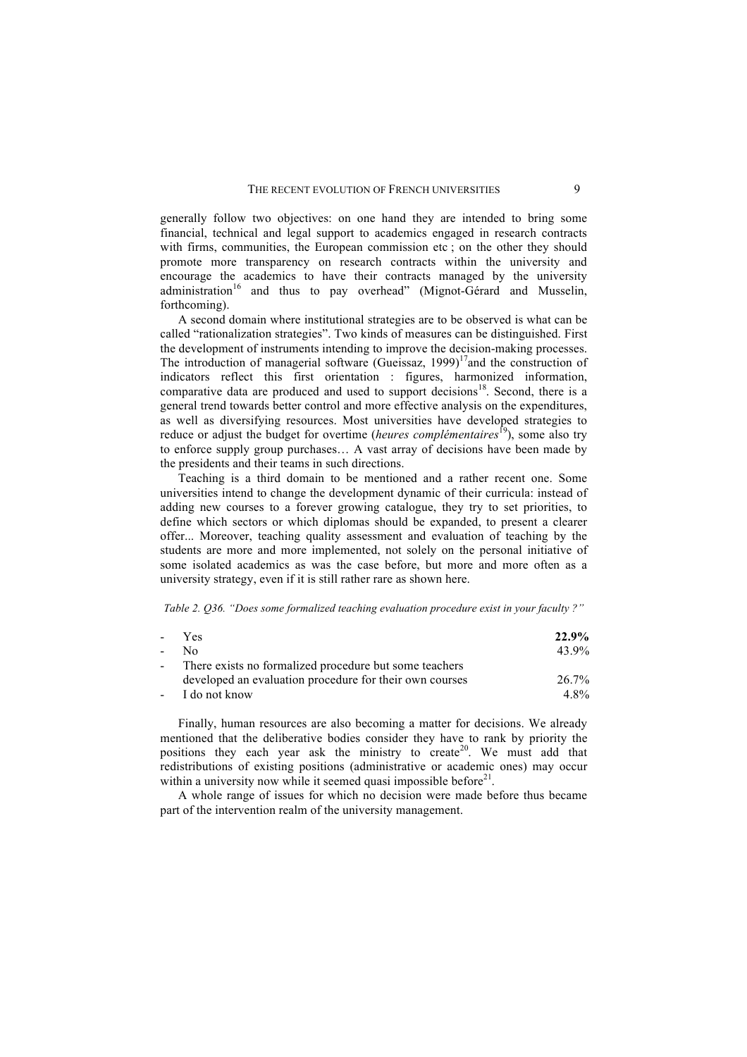generally follow two objectives: on one hand they are intended to bring some financial, technical and legal support to academics engaged in research contracts with firms, communities, the European commission etc ; on the other they should promote more transparency on research contracts within the university and encourage the academics to have their contracts managed by the university administration[16] and thus to pay overhead" (Mignot-Gérard and Musselin, forthcoming).

A second domain where institutional strategies are to be observed is what can be called "rationalization strategies". Two kinds of measures can be distinguished. First the development of instruments intending to improve the decision-making processes. The introduction of managerial software (Gueissaz, 1999)[17] and the construction of indicators reflect this first orientation : figures, harmonized information, comparative data are produced and used to support decisions[18]. Second, there is a general trend towards better control and more effective analysis on the expenditures, as well as diversifying resources. Most universities have developed strategies to reduce or adjust the budget for overtime (*heures complémentaires*[19]), some also try to enforce supply group purchases… A vast array of decisions have been made by the presidents and their teams in such directions.

Teaching is a third domain to be mentioned and a rather recent one. Some universities intend to change the development dynamic of their curricula: instead of adding new courses to a forever growing catalogue, they try to set priorities, to define which sectors or which diplomas should be expanded, to present a clearer offer... Moreover, teaching quality assessment and evaluation of teaching by the students are more and more implemented, not solely on the personal initiative of some isolated academics as was the case before, but more and more often as a university strategy, even if it is still rather rare as shown here.

*Table 2. Q36. "Does some formalized teaching evaluation procedure exist in your faculty ?"*

| Answer | % |
|---|---|
| - Yes | **22.9%** |
| - No | 43.9% |
| - There exists no formalized procedure but some teachers developed an evaluation procedure for their own courses | 26.7% |
| - I do not know | 4.8% |

Finally, human resources are also becoming a matter for decisions. We already mentioned that the deliberative bodies consider they have to rank by priority the positions they each year ask the ministry to create[20]. We must add that redistributions of existing positions (administrative or academic ones) may occur within a university now while it seemed quasi impossible before[21].

A whole range of issues for which no decision were made before thus became part of the intervention realm of the university management.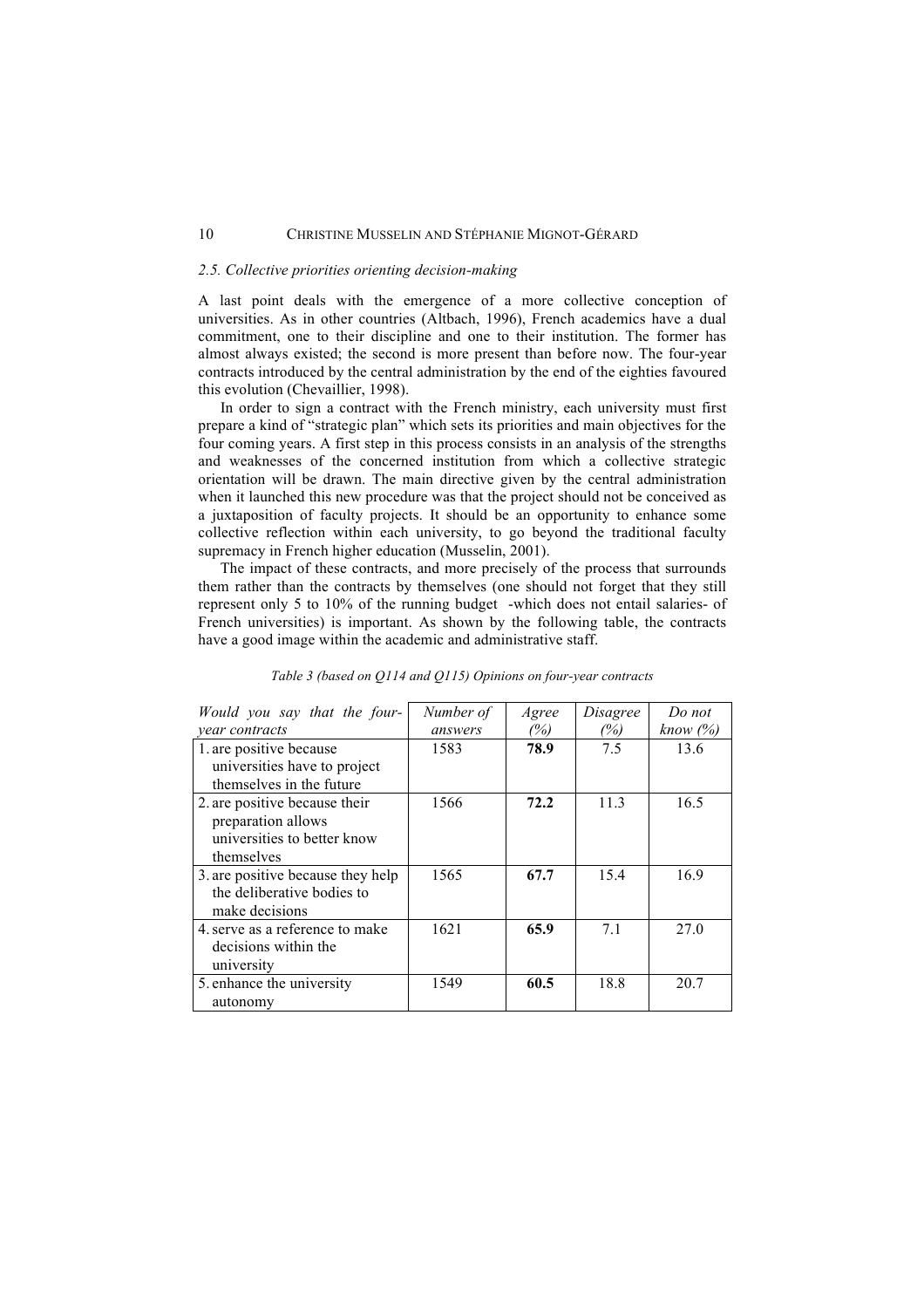### *2.5. Collective priorities orienting decision-making*

A last point deals with the emergence of a more collective conception of universities. As in other countries (Altbach, 1996), French academics have a dual commitment, one to their discipline and one to their institution. The former has almost always existed; the second is more present than before now. The four-year contracts introduced by the central administration by the end of the eighties favoured this evolution (Chevaillier, 1998).

In order to sign a contract with the French ministry, each university must first prepare a kind of "strategic plan" which sets its priorities and main objectives for the four coming years. A first step in this process consists in an analysis of the strengths and weaknesses of the concerned institution from which a collective strategic orientation will be drawn. The main directive given by the central administration when it launched this new procedure was that the project should not be conceived as a juxtaposition of faculty projects. It should be an opportunity to enhance some collective reflection within each university, to go beyond the traditional faculty supremacy in French higher education (Musselin, 2001).

The impact of these contracts, and more precisely of the process that surrounds them rather than the contracts by themselves (one should not forget that they still represent only 5 to 10% of the running budget -which does not entail salaries- of French universities) is important. As shown by the following table, the contracts have a good image within the academic and administrative staff.

*Table 3 (based on Q114 and Q115) Opinions on four-year contracts*

| *Would you say that the four-year contracts* | *Number of answers* | *Agree (%)* | *Disagree (%)* | *Do not know (%)* |
|---|---|---|---|---|
| 1. are positive because universities have to project themselves in the future | 1583 | **78.9** | 7.5 | 13.6 |
| 2. are positive because their preparation allows universities to better know themselves | 1566 | **72.2** | 11.3 | 16.5 |
| 3. are positive because they help the deliberative bodies to make decisions | 1565 | **67.7** | 15.4 | 16.9 |
| 4. serve as a reference to make decisions within the university | 1621 | **65.9** | 7.1 | 27.0 |
| 5. enhance the university autonomy | 1549 | **60.5** | 18.8 | 20.7 |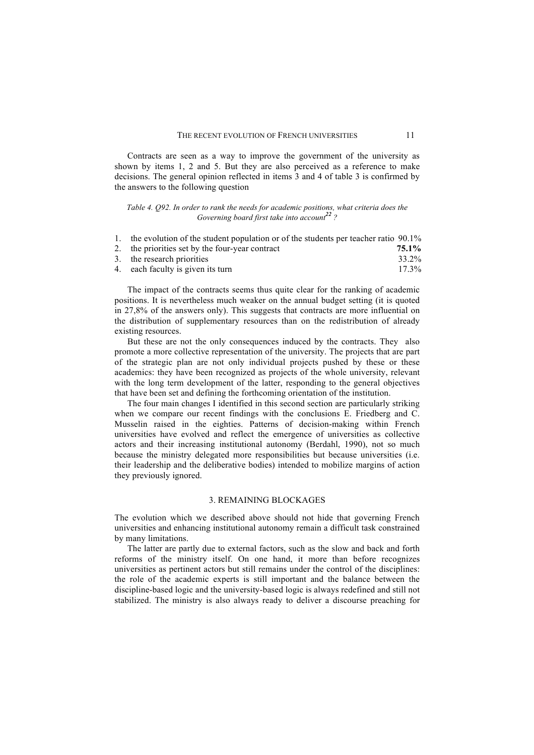Contracts are seen as a way to improve the government of the university as shown by items 1, 2 and 5. But they are also perceived as a reference to make decisions. The general opinion reflected in items 3 and 4 of table 3 is confirmed by the answers to the following question

*Table 4. Q92. In order to rank the needs for academic positions, what criteria does the Governing board first take into account*[22] *?*

| | | |
|---|---|---|
| 1. | the evolution of the student population or of the students per teacher ratio | 90.1% |
| 2. | the priorities set by the four-year contract | **75.1%** |
| 3. | the research priorities | 33.2% |
| 4. | each faculty is given its turn | 17.3% |

The impact of the contracts seems thus quite clear for the ranking of academic positions. It is nevertheless much weaker on the annual budget setting (it is quoted in 27,8% of the answers only). This suggests that contracts are more influential on the distribution of supplementary resources than on the redistribution of already existing resources.

But these are not the only consequences induced by the contracts. They also promote a more collective representation of the university. The projects that are part of the strategic plan are not only individual projects pushed by these or these academics: they have been recognized as projects of the whole university, relevant with the long term development of the latter, responding to the general objectives that have been set and defining the forthcoming orientation of the institution.

The four main changes I identified in this second section are particularly striking when we compare our recent findings with the conclusions E. Friedberg and C. Musselin raised in the eighties. Patterns of decision-making within French universities have evolved and reflect the emergence of universities as collective actors and their increasing institutional autonomy (Berdahl, 1990), not so much because the ministry delegated more responsibilities but because universities (i.e. their leadership and the deliberative bodies) intended to mobilize margins of action they previously ignored.

## 3. REMAINING BLOCKAGES

The evolution which we described above should not hide that governing French universities and enhancing institutional autonomy remain a difficult task constrained by many limitations.

The latter are partly due to external factors, such as the slow and back and forth reforms of the ministry itself. On one hand, it more than before recognizes universities as pertinent actors but still remains under the control of the disciplines: the role of the academic experts is still important and the balance between the discipline-based logic and the university-based logic is always redefined and still not stabilized. The ministry is also always ready to deliver a discourse preaching for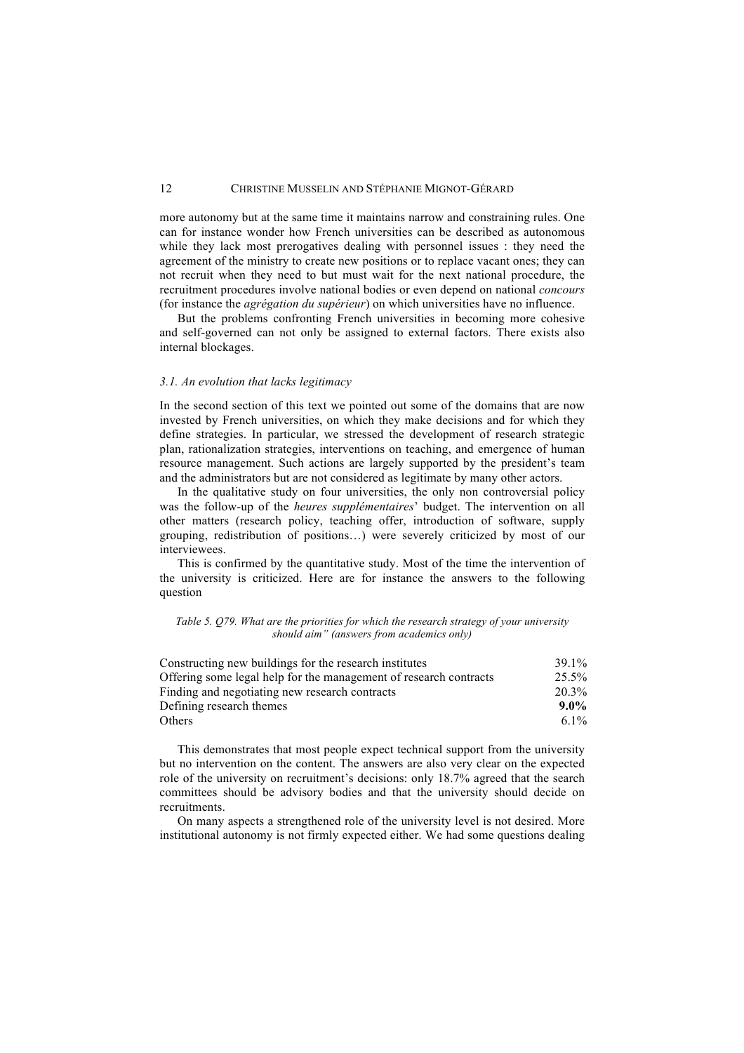more autonomy but at the same time it maintains narrow and constraining rules. One can for instance wonder how French universities can be described as autonomous while they lack most prerogatives dealing with personnel issues : they need the agreement of the ministry to create new positions or to replace vacant ones; they can not recruit when they need to but must wait for the next national procedure, the recruitment procedures involve national bodies or even depend on national *concours* (for instance the *agrégation du supérieur*) on which universities have no influence.

But the problems confronting French universities in becoming more cohesive and self-governed can not only be assigned to external factors. There exists also internal blockages.

### *3.1. An evolution that lacks legitimacy*

In the second section of this text we pointed out some of the domains that are now invested by French universities, on which they make decisions and for which they define strategies. In particular, we stressed the development of research strategic plan, rationalization strategies, interventions on teaching, and emergence of human resource management. Such actions are largely supported by the president's team and the administrators but are not considered as legitimate by many other actors.

In the qualitative study on four universities, the only non controversial policy was the follow-up of the *heures supplémentaires*' budget. The intervention on all other matters (research policy, teaching offer, introduction of software, supply grouping, redistribution of positions…) were severely criticized by most of our interviewees.

This is confirmed by the quantitative study. Most of the time the intervention of the university is criticized. Here are for instance the answers to the following question

*Table 5. Q79. What are the priorities for which the research strategy of your university should aim" (answers from academics only)*

| | |
|---|---|
| Constructing new buildings for the research institutes | 39.1% |
| Offering some legal help for the management of research contracts | 25.5% |
| Finding and negotiating new research contracts | 20.3% |
| Defining research themes | **9.0%** |
| Others | 6.1% |

This demonstrates that most people expect technical support from the university but no intervention on the content. The answers are also very clear on the expected role of the university on recruitment's decisions: only 18.7% agreed that the search committees should be advisory bodies and that the university should decide on recruitments.

On many aspects a strengthened role of the university level is not desired. More institutional autonomy is not firmly expected either. We had some questions dealing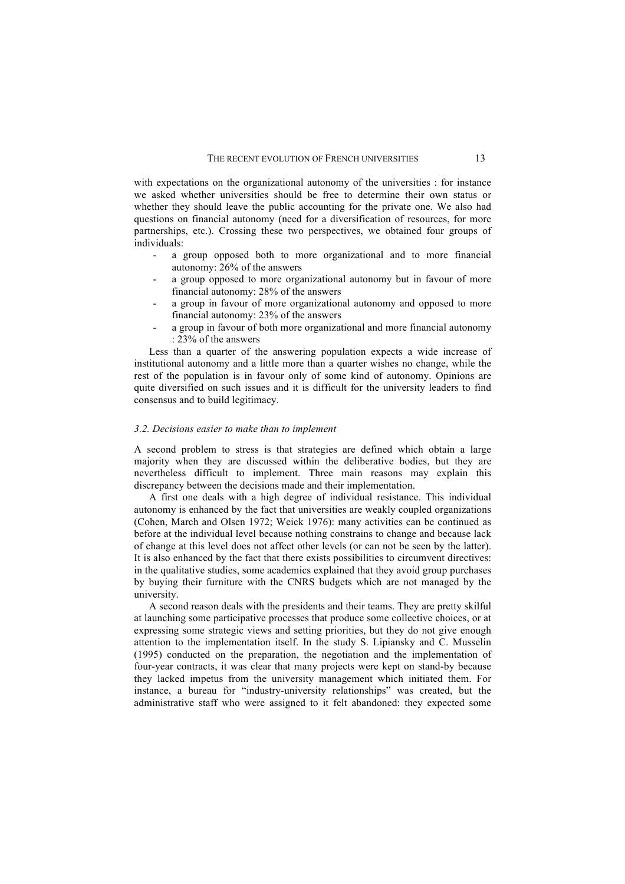with expectations on the organizational autonomy of the universities : for instance we asked whether universities should be free to determine their own status or whether they should leave the public accounting for the private one. We also had questions on financial autonomy (need for a diversification of resources, for more partnerships, etc.). Crossing these two perspectives, we obtained four groups of individuals:

- a group opposed both to more organizational and to more financial autonomy: 26% of the answers
- a group opposed to more organizational autonomy but in favour of more financial autonomy: 28% of the answers
- a group in favour of more organizational autonomy and opposed to more financial autonomy: 23% of the answers
- a group in favour of both more organizational and more financial autonomy : 23% of the answers

Less than a quarter of the answering population expects a wide increase of institutional autonomy and a little more than a quarter wishes no change, while the rest of the population is in favour only of some kind of autonomy. Opinions are quite diversified on such issues and it is difficult for the university leaders to find consensus and to build legitimacy.

### *3.2. Decisions easier to make than to implement*

A second problem to stress is that strategies are defined which obtain a large majority when they are discussed within the deliberative bodies, but they are nevertheless difficult to implement. Three main reasons may explain this discrepancy between the decisions made and their implementation.

A first one deals with a high degree of individual resistance. This individual autonomy is enhanced by the fact that universities are weakly coupled organizations (Cohen, March and Olsen 1972; Weick 1976): many activities can be continued as before at the individual level because nothing constrains to change and because lack of change at this level does not affect other levels (or can not be seen by the latter). It is also enhanced by the fact that there exists possibilities to circumvent directives: in the qualitative studies, some academics explained that they avoid group purchases by buying their furniture with the CNRS budgets which are not managed by the university.

A second reason deals with the presidents and their teams. They are pretty skilful at launching some participative processes that produce some collective choices, or at expressing some strategic views and setting priorities, but they do not give enough attention to the implementation itself. In the study S. Lipiansky and C. Musselin (1995) conducted on the preparation, the negotiation and the implementation of four-year contracts, it was clear that many projects were kept on stand-by because they lacked impetus from the university management which initiated them. For instance, a bureau for "industry-university relationships" was created, but the administrative staff who were assigned to it felt abandoned: they expected some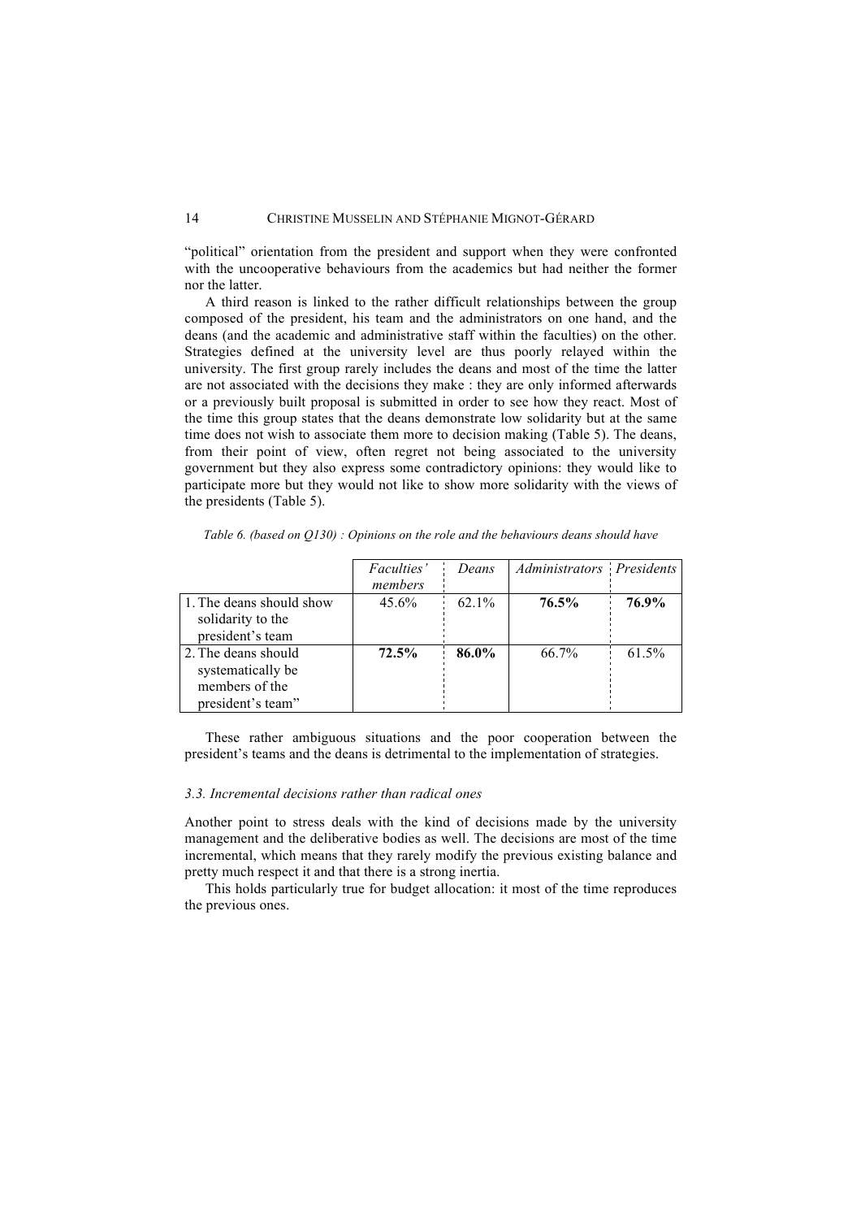"political" orientation from the president and support when they were confronted with the uncooperative behaviours from the academics but had neither the former nor the latter.

A third reason is linked to the rather difficult relationships between the group composed of the president, his team and the administrators on one hand, and the deans (and the academic and administrative staff within the faculties) on the other. Strategies defined at the university level are thus poorly relayed within the university. The first group rarely includes the deans and most of the time the latter are not associated with the decisions they make : they are only informed afterwards or a previously built proposal is submitted in order to see how they react. Most of the time this group states that the deans demonstrate low solidarity but at the same time does not wish to associate them more to decision making (Table 5). The deans, from their point of view, often regret not being associated to the university government but they also express some contradictory opinions: they would like to participate more but they would not like to show more solidarity with the views of the presidents (Table 5).

*Table 6. (based on Q130) : Opinions on the role and the behaviours deans should have*

| | *Faculties' members* | *Deans* | *Administrators* | *Presidents* |
|---|---|---|---|---|
| 1. The deans should show solidarity to the president's team | 45.6% | 62.1% | **76.5%** | **76.9%** |
| 2. The deans should systematically be members of the president's team" | **72.5%** | **86.0%** | 66.7% | 61.5% |

These rather ambiguous situations and the poor cooperation between the president's teams and the deans is detrimental to the implementation of strategies.

### *3.3. Incremental decisions rather than radical ones*

Another point to stress deals with the kind of decisions made by the university management and the deliberative bodies as well. The decisions are most of the time incremental, which means that they rarely modify the previous existing balance and pretty much respect it and that there is a strong inertia.

This holds particularly true for budget allocation: it most of the time reproduces the previous ones.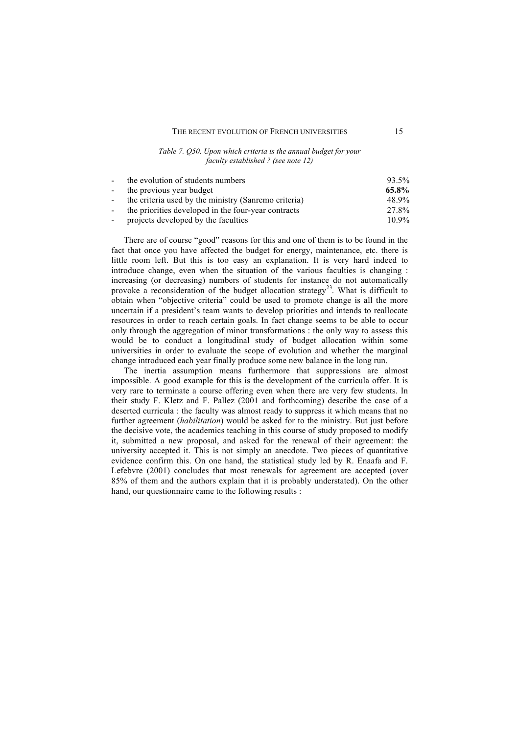*Table 7. Q50. Upon which criteria is the annual budget for your faculty established ? (see note 12)*

| Criteria | % |
|---|---|
| - the evolution of students numbers | 93.5% |
| - the previous year budget | **65.8%** |
| - the criteria used by the ministry (Sanremo criteria) | 48.9% |
| - the priorities developed in the four-year contracts | 27.8% |
| - projects developed by the faculties | 10.9% |

There are of course "good" reasons for this and one of them is to be found in the fact that once you have affected the budget for energy, maintenance, etc. there is little room left. But this is too easy an explanation. It is very hard indeed to introduce change, even when the situation of the various faculties is changing : increasing (or decreasing) numbers of students for instance do not automatically provoke a reconsideration of the budget allocation strategy[23]. What is difficult to obtain when "objective criteria" could be used to promote change is all the more uncertain if a president's team wants to develop priorities and intends to reallocate resources in order to reach certain goals. In fact change seems to be able to occur only through the aggregation of minor transformations : the only way to assess this would be to conduct a longitudinal study of budget allocation within some universities in order to evaluate the scope of evolution and whether the marginal change introduced each year finally produce some new balance in the long run.

The inertia assumption means furthermore that suppressions are almost impossible. A good example for this is the development of the curricula offer. It is very rare to terminate a course offering even when there are very few students. In their study F. Kletz and F. Pallez (2001 and forthcoming) describe the case of a deserted curricula : the faculty was almost ready to suppress it which means that no further agreement (*habilitation*) would be asked for to the ministry. But just before the decisive vote, the academics teaching in this course of study proposed to modify it, submitted a new proposal, and asked for the renewal of their agreement: the university accepted it. This is not simply an anecdote. Two pieces of quantitative evidence confirm this. On one hand, the statistical study led by R. Enaafa and F. Lefebvre (2001) concludes that most renewals for agreement are accepted (over 85% of them and the authors explain that it is probably understated). On the other hand, our questionnaire came to the following results :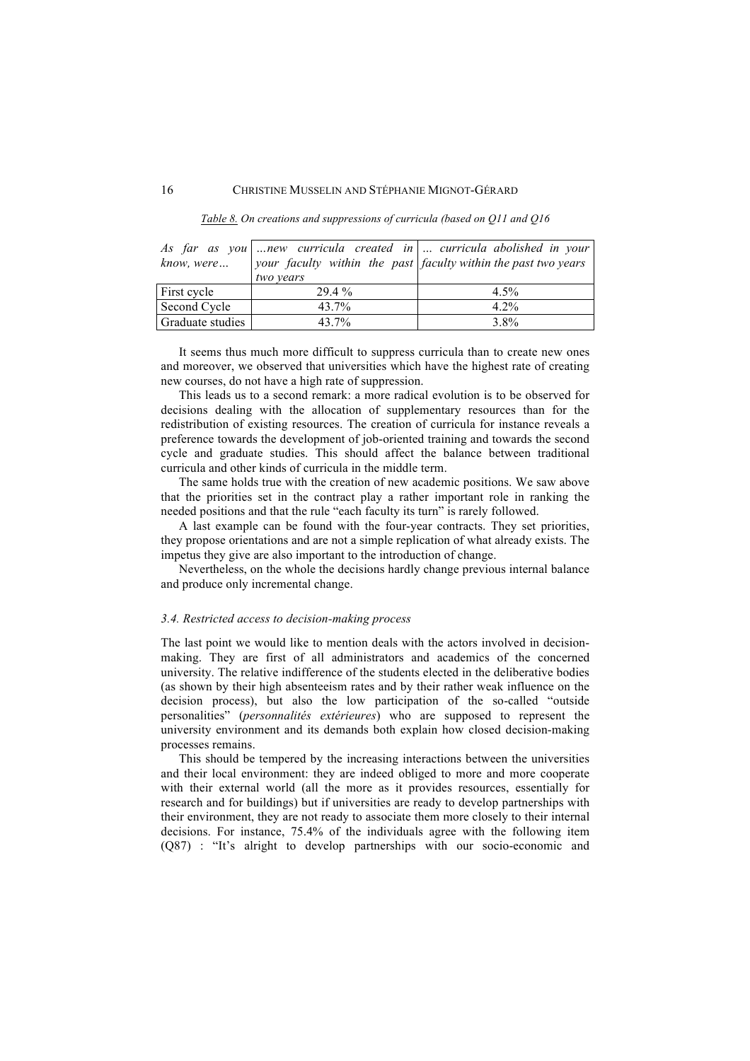*Table 8. On creations and suppressions of curricula (based on Q11 and Q16*

| *As far as you know, were…* | *…new curricula created in your faculty within the past two years* | *… curricula abolished in your faculty within the past two years* |
|---|---|---|
| First cycle | 29.4 % | 4.5% |
| Second Cycle | 43.7% | 4.2% |
| Graduate studies | 43.7% | 3.8% |

It seems thus much more difficult to suppress curricula than to create new ones and moreover, we observed that universities which have the highest rate of creating new courses, do not have a high rate of suppression.

This leads us to a second remark: a more radical evolution is to be observed for decisions dealing with the allocation of supplementary resources than for the redistribution of existing resources. The creation of curricula for instance reveals a preference towards the development of job-oriented training and towards the second cycle and graduate studies. This should affect the balance between traditional curricula and other kinds of curricula in the middle term.

The same holds true with the creation of new academic positions. We saw above that the priorities set in the contract play a rather important role in ranking the needed positions and that the rule "each faculty its turn" is rarely followed.

A last example can be found with the four-year contracts. They set priorities, they propose orientations and are not a simple replication of what already exists. The impetus they give are also important to the introduction of change.

Nevertheless, on the whole the decisions hardly change previous internal balance and produce only incremental change.

### *3.4. Restricted access to decision-making process*

The last point we would like to mention deals with the actors involved in decision-making. They are first of all administrators and academics of the concerned university. The relative indifference of the students elected in the deliberative bodies (as shown by their high absenteeism rates and by their rather weak influence on the decision process), but also the low participation of the so-called "outside personalities" (*personnalités extérieures*) who are supposed to represent the university environment and its demands both explain how closed decision-making processes remains.

This should be tempered by the increasing interactions between the universities and their local environment: they are indeed obliged to more and more cooperate with their external world (all the more as it provides resources, essentially for research and for buildings) but if universities are ready to develop partnerships with their environment, they are not ready to associate them more closely to their internal decisions. For instance, 75.4% of the individuals agree with the following item (Q87) : "It's alright to develop partnerships with our socio-economic and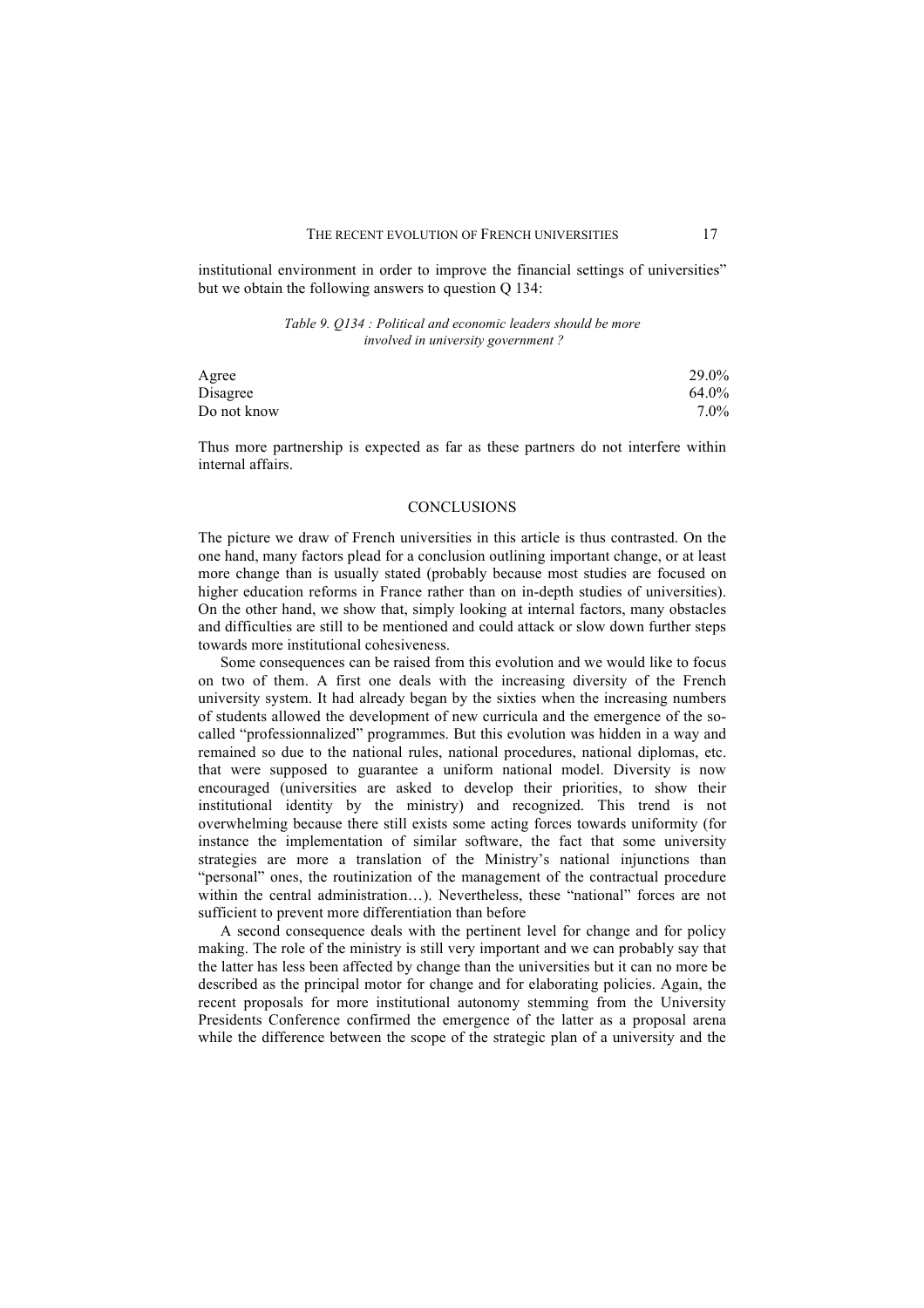institutional environment in order to improve the financial settings of universities" but we obtain the following answers to question Q 134:

*Table 9. Q134 : Political and economic leaders should be more involved in university government ?*

| | |
|---|---|
| Agree | 29.0% |
| Disagree | 64.0% |
| Do not know | 7.0% |

Thus more partnership is expected as far as these partners do not interfere within internal affairs.

## CONCLUSIONS

The picture we draw of French universities in this article is thus contrasted. On the one hand, many factors plead for a conclusion outlining important change, or at least more change than is usually stated (probably because most studies are focused on higher education reforms in France rather than on in-depth studies of universities). On the other hand, we show that, simply looking at internal factors, many obstacles and difficulties are still to be mentioned and could attack or slow down further steps towards more institutional cohesiveness.

Some consequences can be raised from this evolution and we would like to focus on two of them. A first one deals with the increasing diversity of the French university system. It had already began by the sixties when the increasing numbers of students allowed the development of new curricula and the emergence of the so-called "professionnalized" programmes. But this evolution was hidden in a way and remained so due to the national rules, national procedures, national diplomas, etc. that were supposed to guarantee a uniform national model. Diversity is now encouraged (universities are asked to develop their priorities, to show their institutional identity by the ministry) and recognized. This trend is not overwhelming because there still exists some acting forces towards uniformity (for instance the implementation of similar software, the fact that some university strategies are more a translation of the Ministry's national injunctions than "personal" ones, the routinization of the management of the contractual procedure within the central administration…). Nevertheless, these "national" forces are not sufficient to prevent more differentiation than before

A second consequence deals with the pertinent level for change and for policy making. The role of the ministry is still very important and we can probably say that the latter has less been affected by change than the universities but it can no more be described as the principal motor for change and for elaborating policies. Again, the recent proposals for more institutional autonomy stemming from the University Presidents Conference confirmed the emergence of the latter as a proposal arena while the difference between the scope of the strategic plan of a university and the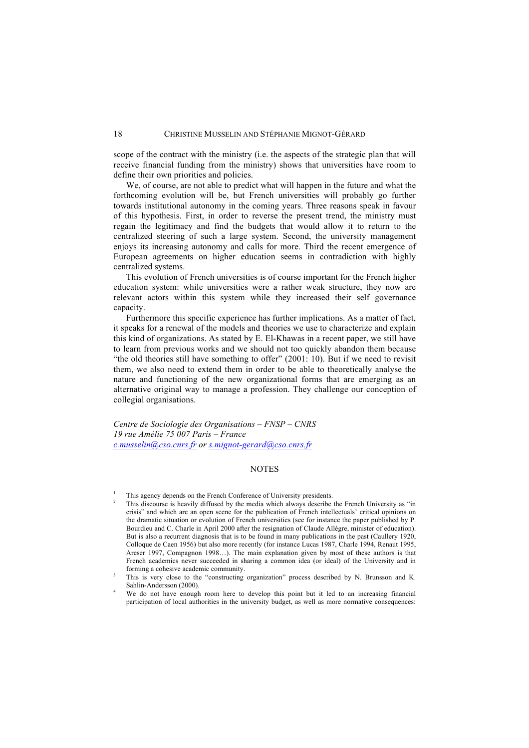scope of the contract with the ministry (i.e. the aspects of the strategic plan that will receive financial funding from the ministry) shows that universities have room to define their own priorities and policies.

We, of course, are not able to predict what will happen in the future and what the forthcoming evolution will be, but French universities will probably go further towards institutional autonomy in the coming years. Three reasons speak in favour of this hypothesis. First, in order to reverse the present trend, the ministry must regain the legitimacy and find the budgets that would allow it to return to the centralized steering of such a large system. Second, the university management enjoys its increasing autonomy and calls for more. Third the recent emergence of European agreements on higher education seems in contradiction with highly centralized systems.

This evolution of French universities is of course important for the French higher education system: while universities were a rather weak structure, they now are relevant actors within this system while they increased their self governance capacity.

Furthermore this specific experience has further implications. As a matter of fact, it speaks for a renewal of the models and theories we use to characterize and explain this kind of organizations. As stated by E. El-Khawas in a recent paper, we still have to learn from previous works and we should not too quickly abandon them because "the old theories still have something to offer" (2001: 10). But if we need to revisit them, we also need to extend them in order to be able to theoretically analyse the nature and functioning of the new organizational forms that are emerging as an alternative original way to manage a profession. They challenge our conception of collegial organisations.

*Centre de Sociologie des Organisations – FNSP – CNRS*
*19 rue Amélie 75 007 Paris – France*
*c.musselin@cso.cnrs.fr or s.mignot-gerard@cso.cnrs.fr*

## NOTES

1. This agency depends on the French Conference of University presidents.
2. This discourse is heavily diffused by the media which always describe the French University as "in crisis" and which are an open scene for the publication of French intellectuals' critical opinions on the dramatic situation or evolution of French universities (see for instance the paper published by P. Bourdieu and C. Charle in April 2000 after the resignation of Claude Allègre, minister of education). But is also a recurrent diagnosis that is to be found in many publications in the past (Caullery 1920, Colloque de Caen 1956) but also more recently (for instance Lucas 1987, Charle 1994, Renaut 1995, Areser 1997, Compagnon 1998…). The main explanation given by most of these authors is that French academics never succeeded in sharing a common idea (or ideal) of the University and in forming a cohesive academic community.
3. This is very close to the "constructing organization" process described by N. Brunsson and K. Sahlin-Andersson (2000).
4. We do not have enough room here to develop this point but it led to an increasing financial participation of local authorities in the university budget, as well as more normative consequences: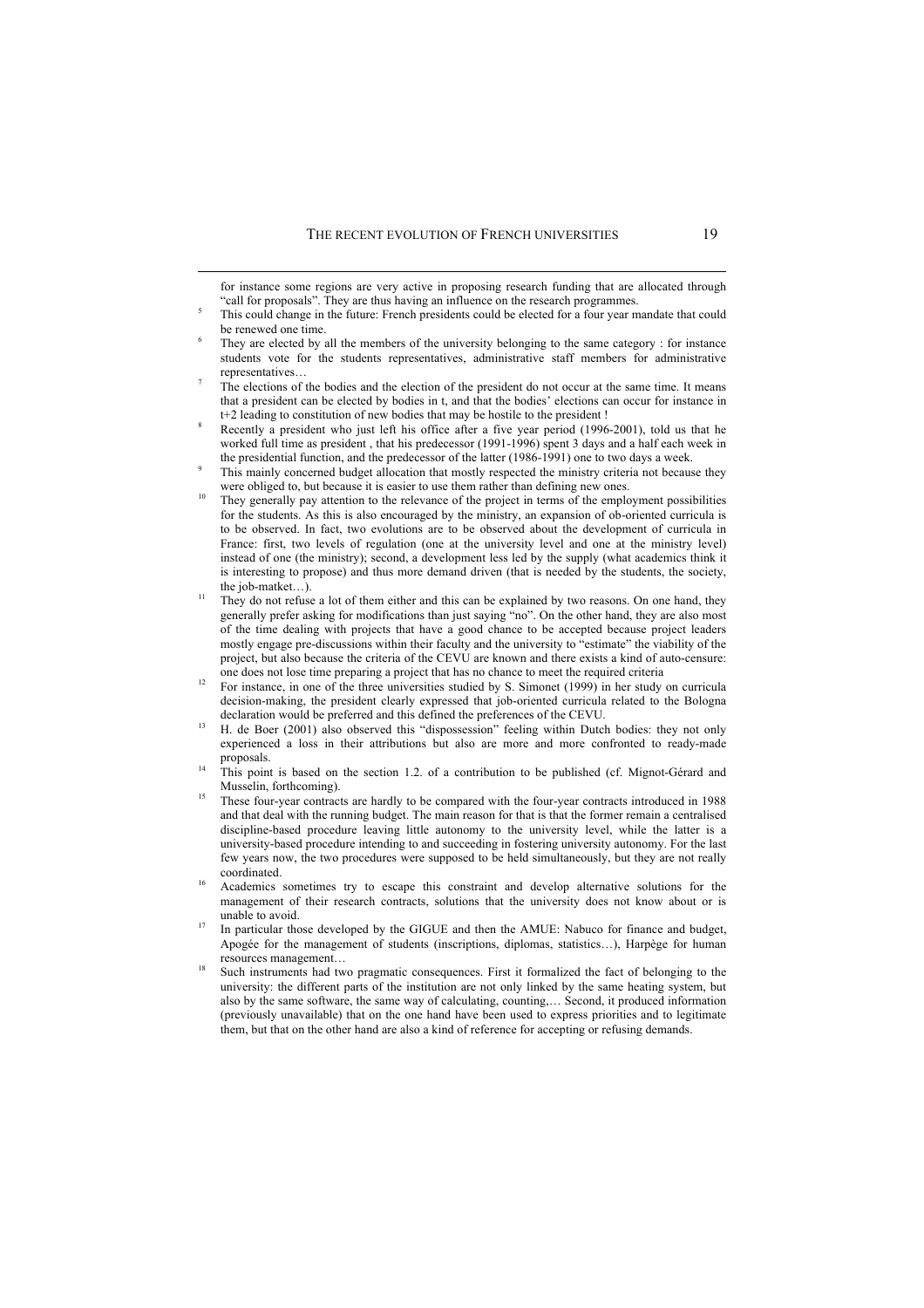for instance some regions are very active in proposing research funding that are allocated through "call for proposals". They are thus having an influence on the research programmes.

[5] This could change in the future: French presidents could be elected for a four year mandate that could be renewed one time.

[6] They are elected by all the members of the university belonging to the same category : for instance students vote for the students representatives, administrative staff members for administrative representatives…

[7] The elections of the bodies and the election of the president do not occur at the same time. It means that a president can be elected by bodies in t, and that the bodies' elections can occur for instance in t+2 leading to constitution of new bodies that may be hostile to the president !

[8] Recently a president who just left his office after a five year period (1996-2001), told us that he worked full time as president , that his predecessor (1991-1996) spent 3 days and a half each week in the presidential function, and the predecessor of the latter (1986-1991) one to two days a week.

[9] This mainly concerned budget allocation that mostly respected the ministry criteria not because they were obliged to, but because it is easier to use them rather than defining new ones.

[10] They generally pay attention to the relevance of the project in terms of the employment possibilities for the students. As this is also encouraged by the ministry, an expansion of ob-oriented curricula is to be observed. In fact, two evolutions are to be observed about the development of curricula in France: first, two levels of regulation (one at the university level and one at the ministry level) instead of one (the ministry); second, a development less led by the supply (what academics think it is interesting to propose) and thus more demand driven (that is needed by the students, the society, the job-matket…).

[11] They do not refuse a lot of them either and this can be explained by two reasons. On one hand, they generally prefer asking for modifications than just saying "no". On the other hand, they are also most of the time dealing with projects that have a good chance to be accepted because project leaders mostly engage pre-discussions within their faculty and the university to "estimate" the viability of the project, but also because the criteria of the CEVU are known and there exists a kind of auto-censure: one does not lose time preparing a project that has no chance to meet the required criteria

[12] For instance, in one of the three universities studied by S. Simonet (1999) in her study on curricula decision-making, the president clearly expressed that job-oriented curricula related to the Bologna declaration would be preferred and this defined the preferences of the CEVU.

[13] H. de Boer (2001) also observed this "dispossession" feeling within Dutch bodies: they not only experienced a loss in their attributions but also are more and more confronted to ready-made proposals.

[14] This point is based on the section 1.2. of a contribution to be published (cf. Mignot-Gérard and Musselin, forthcoming).

[15] These four-year contracts are hardly to be compared with the four-year contracts introduced in 1988 and that deal with the running budget. The main reason for that is that the former remain a centralised discipline-based procedure leaving little autonomy to the university level, while the latter is a university-based procedure intending to and succeeding in fostering university autonomy. For the last few years now, the two procedures were supposed to be held simultaneously, but they are not really coordinated.

[16] Academics sometimes try to escape this constraint and develop alternative solutions for the management of their research contracts, solutions that the university does not know about or is unable to avoid.

[17] In particular those developed by the GIGUE and then the AMUE: Nabuco for finance and budget, Apogée for the management of students (inscriptions, diplomas, statistics…), Harpège for human resources management…

[18] Such instruments had two pragmatic consequences. First it formalized the fact of belonging to the university: the different parts of the institution are not only linked by the same heating system, but also by the same software, the same way of calculating, counting,… Second, it produced information (previously unavailable) that on the one hand have been used to express priorities and to legitimate them, but that on the other hand are also a kind of reference for accepting or refusing demands.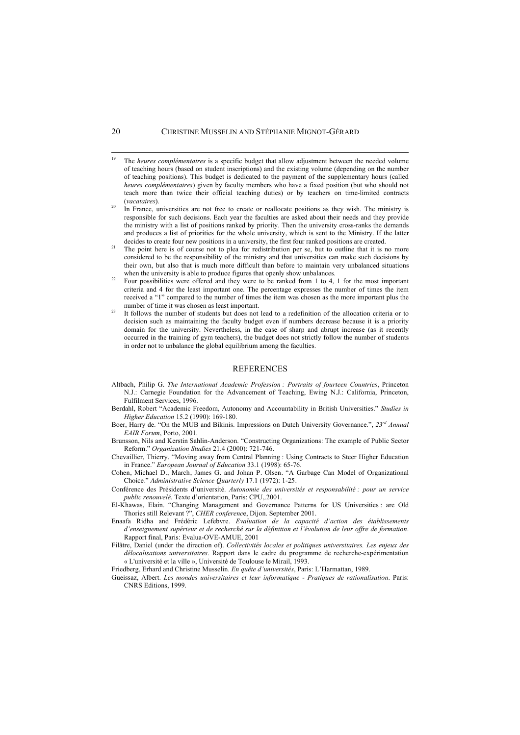[19] The *heures complémentaires* is a specific budget that allow adjustment between the needed volume of teaching hours (based on student inscriptions) and the existing volume (depending on the number of teaching positions). This budget is dedicated to the payment of the supplementary hours (called *heures complémentaires*) given by faculty members who have a fixed position (but who should not teach more than twice their official teaching duties) or by teachers on time-limited contracts (*vacataires*).

[20] In France, universities are not free to create or reallocate positions as they wish. The ministry is responsible for such decisions. Each year the faculties are asked about their needs and they provide the ministry with a list of positions ranked by priority. Then the university cross-ranks the demands and produces a list of priorities for the whole university, which is sent to the Ministry. If the latter decides to create four new positions in a university, the first four ranked positions are created.

[21] The point here is of course not to plea for redistribution per se, but to outline that it is no more considered to be the responsibility of the ministry and that universities can make such decisions by their own, but also that is much more difficult than before to maintain very unbalanced situations when the university is able to produce figures that openly show unbalances.

[22] Four possibilities were offered and they were to be ranked from 1 to 4, 1 for the most important criteria and 4 for the least important one. The percentage expresses the number of times the item received a "1" compared to the number of times the item was chosen as the more important plus the number of time it was chosen as least important.

[23] It follows the number of students but does not lead to a redefinition of the allocation criteria or to decision such as maintaining the faculty budget even if numbers decrease because it is a priority domain for the university. Nevertheless, in the case of sharp and abrupt increase (as it recently occurred in the training of gym teachers), the budget does not strictly follow the number of students in order not to unbalance the global equilibrium among the faculties.

## REFERENCES

Altbach, Philip G. *The International Academic Profession : Portraits of fourteen Countries*, Princeton N.J.: Carnegie Foundation for the Advancement of Teaching, Ewing N.J.: California, Princeton, Fulfilment Services, 1996.

Berdahl, Robert "Academic Freedom, Autonomy and Accountability in British Universities." *Studies in Higher Education* 15.2 (1990): 169-180.

Boer, Harry de. "On the MUB and Bikinis. Impressions on Dutch University Governance.", *23rd Annual EAIR Forum*, Porto, 2001.

Brunsson, Nils and Kerstin Sahlin-Anderson. "Constructing Organizations: The example of Public Sector Reform." *Organization Studies* 21.4 (2000): 721-746.

Chevaillier, Thierry. "Moving away from Central Planning : Using Contracts to Steer Higher Education in France." *European Journal of Education* 33.1 (1998): 65-76.

Cohen, Michael D., March, James G. and Johan P. Olsen. "A Garbage Can Model of Organizational Choice." *Administrative Science Quarterly* 17.1 (1972): 1-25.

Conférence des Présidents d'université. *Autonomie des universités et responsabilité : pour un service public renouvelé*. Texte d'orientation, Paris: CPU,.2001.

El-Khawas, Elain. "Changing Management and Governance Patterns for US Universities : are Old Thories still Relevant ?", *CHER conference*, Dijon. September 2001.

Enaafa Ridha and Frédéric Lefebvre. *Evaluation de la capacité d'action des établissements d'enseignement supérieur et de recherché sur la définition et l'évolution de leur offre de formation*. Rapport final, Paris: Evalua-OVE-AMUE, 2001

Filâtre, Daniel (under the direction of). *Collectivités locales et politiques universitaires. Les enjeux des délocalisations universitaires*. Rapport dans le cadre du programme de recherche-expérimentation « L'université et la ville », Université de Toulouse le Mirail, 1993.

Friedberg, Erhard and Christine Musselin. *En quête d'universités*, Paris: L'Harmattan, 1989.

Gueissaz, Albert. *Les mondes universitaires et leur informatique - Pratiques de rationalisation*. Paris: CNRS Editions, 1999.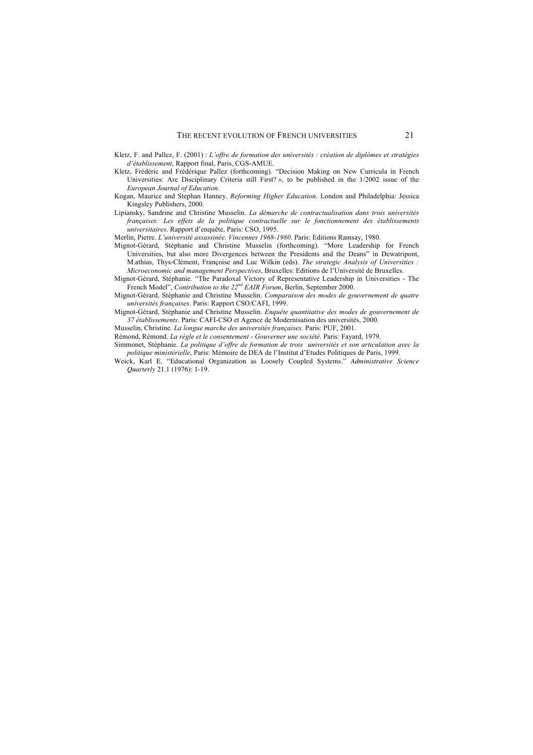Kletz, F. and Pallez, F. (2001) : *L'offre de formation des universités : création de diplômes et stratégies d'établissement*, Rapport final, Paris, CGS-AMUE.

Kletz, Frédéric and Frédérique Pallez (forthcoming). "Decision Making on New Curricula in French Universities: Are Disciplinary Criteria still First? », to be published in the 1/2002 issue of the *European Journal of Education*.

Kogan, Maurice and Stephan Hanney. *Reforming Higher Education*. London and Philadelphia: Jessica Kingsley Publishers, 2000.

Lipiansky, Sandrine and Christine Musselin. *La démarche de contractualisation dans trois universités françaises: Les effets de la politique contractuelle sur le fonctionnement des établissements universitaires*. Rapport d'enquête, Paris: CSO, 1995.

Merlin, Pierre. *L'université assassinée. Vincennes 1968-1980.* Paris: Editions Ramsay, 1980.

Mignot-Gérard, Stéphanie and Christine Musselin (forthcoming). "More Leadership for French Universities, but also more Divergences between the Presidents and the Deans" in Dewatripont, M.athias, Thys-Clément, Françoise and Luc Wilkin (eds). *The strategic Analysis of Universities : Microeconomic and management Perspectives*, Bruxelles: Editions de l'Université de Bruxelles.

Mignot-Gérard, Stéphanie. "The Paradoxal Victory of Representative Leadership in Universities - The French Model", *Contribution to the 22nd EAIR Forum*, Berlin, September 2000.

Mignot-Gérard, Stéphanie and Christine Musselin. *Comparaison des modes de gouvernement de quatre universités françaises*. Paris: Rapport CSO/CAFI, 1999.

Mignot-Gérard, Stéphanie and Christine Musselin. *Enquête quantitative des modes de gouvernement de 37 établissements*. Paris: CAFI-CSO et Agence de Modernisation des universités, 2000.

Musselin, Christine. *La longue marche des universités françaises*. Paris: PUF, 2001.

Rémond, Rémond. *La règle et le consentement - Gouverner une société*. Paris: Fayard, 1979.

Simmonet, Stéphanie. *La politique d'offre de formation de trois universités et son articulation avec la politique ministérielle*, Paris: Mémoire de DEA de l'Institut d'Etudes Politiques de Paris, 1999.

Weick, Karl E. "Educational Organization as Loosely Coupled Systems." *Administrative Science Quarterly* 21.1 (1976): 1-19.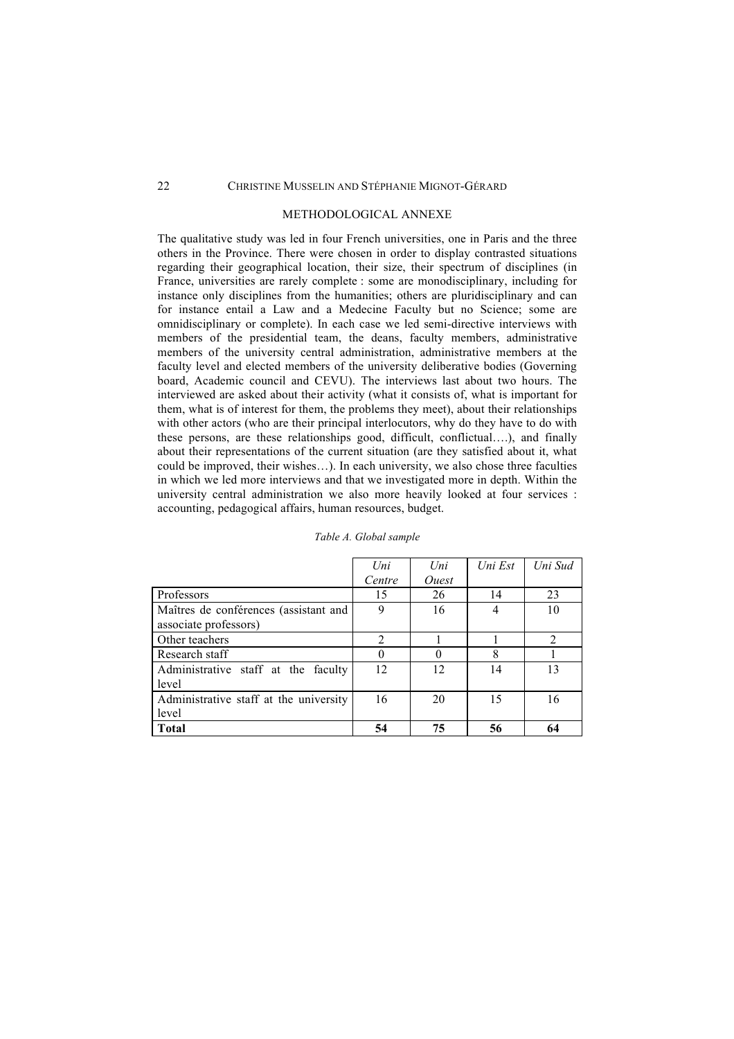## METHODOLOGICAL ANNEXE

The qualitative study was led in four French universities, one in Paris and the three others in the Province. There were chosen in order to display contrasted situations regarding their geographical location, their size, their spectrum of disciplines (in France, universities are rarely complete : some are monodisciplinary, including for instance only disciplines from the humanities; others are pluridisciplinary and can for instance entail a Law and a Medecine Faculty but no Science; some are omnidisciplinary or complete). In each case we led semi-directive interviews with members of the presidential team, the deans, faculty members, administrative members of the university central administration, administrative members at the faculty level and elected members of the university deliberative bodies (Governing board, Academic council and CEVU). The interviews last about two hours. The interviewed are asked about their activity (what it consists of, what is important for them, what is of interest for them, the problems they meet), about their relationships with other actors (who are their principal interlocutors, why do they have to do with these persons, are these relationships good, difficult, conflictual….), and finally about their representations of the current situation (are they satisfied about it, what could be improved, their wishes…). In each university, we also chose three faculties in which we led more interviews and that we investigated more in depth. Within the university central administration we also more heavily looked at four services : accounting, pedagogical affairs, human resources, budget.

*Table A. Global sample*

| | *Uni Centre* | *Uni Ouest* | *Uni Est* | *Uni Sud* |
|---|---|---|---|---|
| Professors | 15 | 26 | 14 | 23 |
| Maîtres de conférences (assistant and associate professors) | 9 | 16 | 4 | 10 |
| Other teachers | 2 | 1 | 1 | 2 |
| Research staff | 0 | 0 | 8 | 1 |
| Administrative staff at the faculty level | 12 | 12 | 14 | 13 |
| Administrative staff at the university level | 16 | 20 | 15 | 16 |
| **Total** | **54** | **75** | **56** | **64** |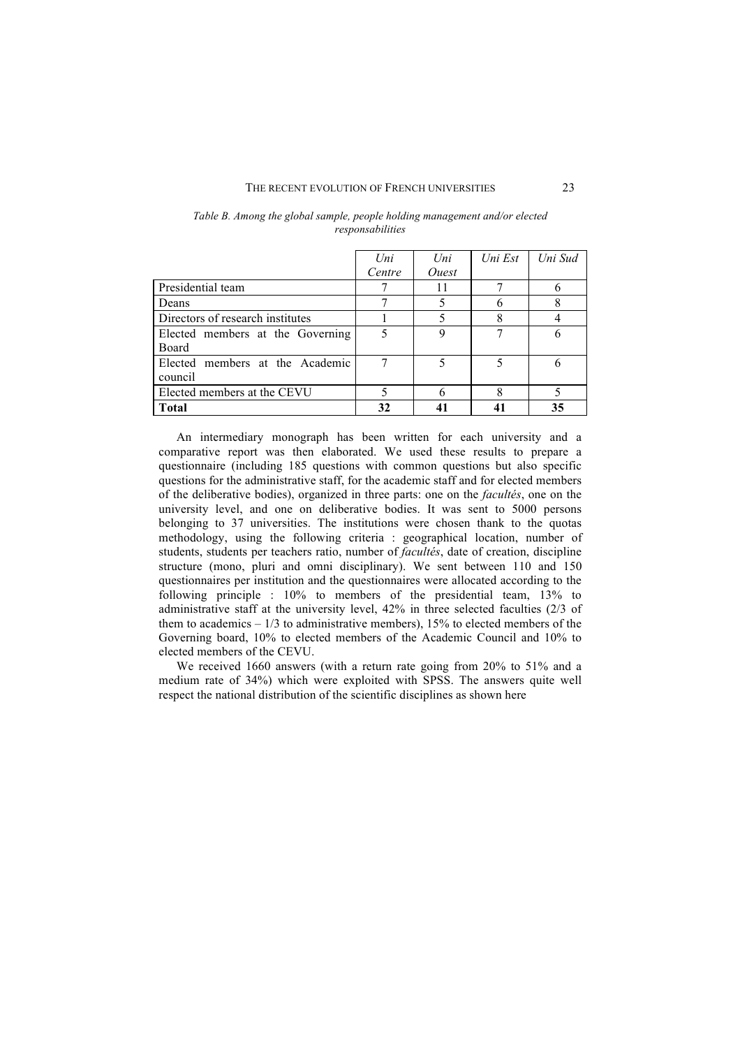*Table B. Among the global sample, people holding management and/or elected responsabilities*

| | *Uni Centre* | *Uni Ouest* | *Uni Est* | *Uni Sud* |
|---|---|---|---|---|
| Presidential team | 7 | 11 | 7 | 6 |
| Deans | 7 | 5 | 6 | 8 |
| Directors of research institutes | 1 | 5 | 8 | 4 |
| Elected members at the Governing Board | 5 | 9 | 7 | 6 |
| Elected members at the Academic council | 7 | 5 | 5 | 6 |
| Elected members at the CEVU | 5 | 6 | 8 | 5 |
| **Total** | **32** | **41** | **41** | **35** |

An intermediary monograph has been written for each university and a comparative report was then elaborated. We used these results to prepare a questionnaire (including 185 questions with common questions but also specific questions for the administrative staff, for the academic staff and for elected members of the deliberative bodies), organized in three parts: one on the *facultés*, one on the university level, and one on deliberative bodies. It was sent to 5000 persons belonging to 37 universities. The institutions were chosen thank to the quotas methodology, using the following criteria : geographical location, number of students, students per teachers ratio, number of *facultés*, date of creation, discipline structure (mono, pluri and omni disciplinary). We sent between 110 and 150 questionnaires per institution and the questionnaires were allocated according to the following principle : 10% to members of the presidential team, 13% to administrative staff at the university level, 42% in three selected faculties (2/3 of them to academics – 1/3 to administrative members), 15% to elected members of the Governing board, 10% to elected members of the Academic Council and 10% to elected members of the CEVU.

We received 1660 answers (with a return rate going from 20% to 51% and a medium rate of 34%) which were exploited with SPSS. The answers quite well respect the national distribution of the scientific disciplines as shown here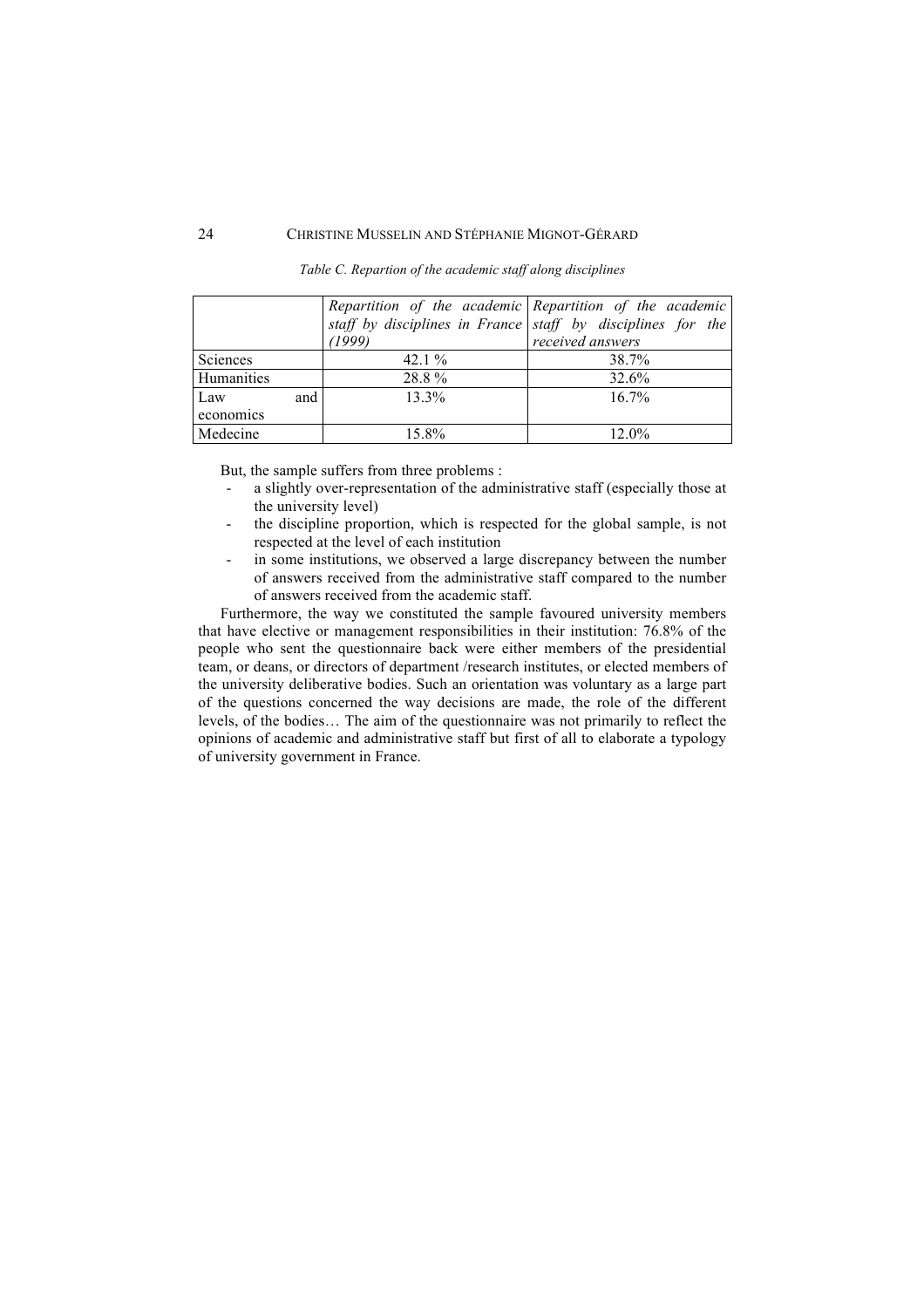*Table C. Repartion of the academic staff along disciplines*

| | *Repartition of the academic staff by disciplines in France (1999)* | *Repartition of the academic staff by disciplines for the received answers* |
|---|---|---|
| Sciences | 42.1 % | 38.7% |
| Humanities | 28.8 % | 32.6% |
| Law and economics | 13.3% | 16.7% |
| Medecine | 15.8% | 12.0% |

But, the sample suffers from three problems :

- a slightly over-representation of the administrative staff (especially those at the university level)
- the discipline proportion, which is respected for the global sample, is not respected at the level of each institution
- in some institutions, we observed a large discrepancy between the number of answers received from the administrative staff compared to the number of answers received from the academic staff.

Furthermore, the way we constituted the sample favoured university members that have elective or management responsibilities in their institution: 76.8% of the people who sent the questionnaire back were either members of the presidential team, or deans, or directors of department /research institutes, or elected members of the university deliberative bodies. Such an orientation was voluntary as a large part of the questions concerned the way decisions are made, the role of the different levels, of the bodies… The aim of the questionnaire was not primarily to reflect the opinions of academic and administrative staff but first of all to elaborate a typology of university government in France.